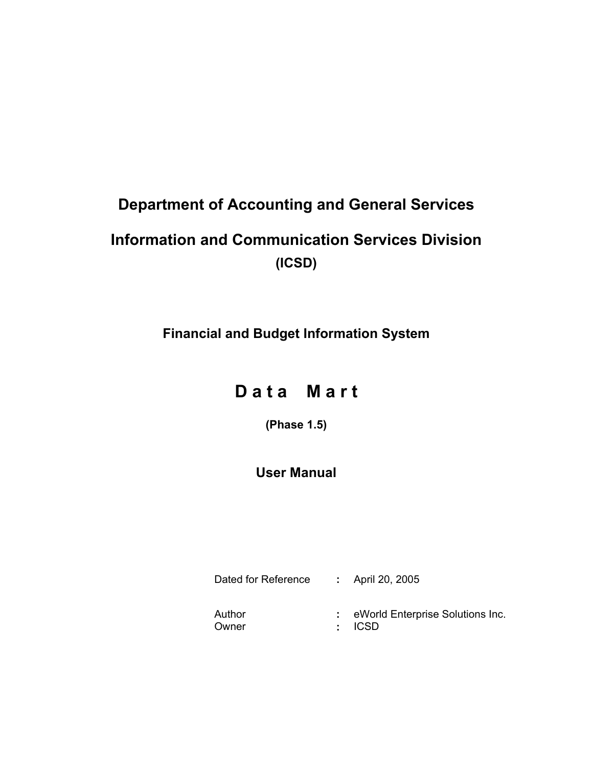# Department of Accounting and General Services

# Information and Communication Services Division

**(ICSD)**

## Financial and Budget Information System

# D a t a   M a r t

**(Phase 1.5)**

## User Manual

| | | |
|---|---|---|
| Dated for Reference | : | April 20, 2005 |
| Author | : | eWorld Enterprise Solutions Inc. |
| Owner | : | ICSD |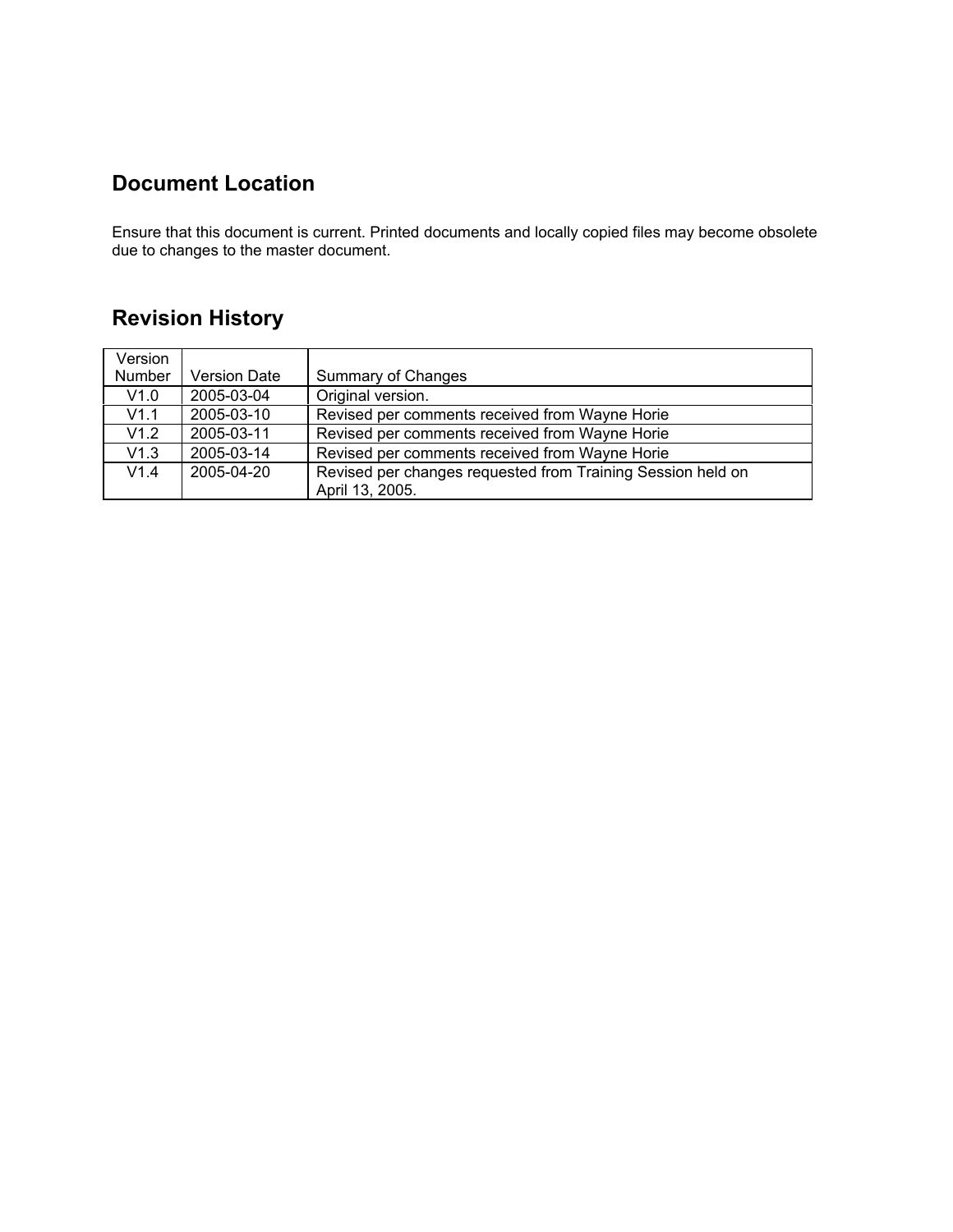## Document Location

Ensure that this document is current. Printed documents and locally copied files may become obsolete due to changes to the master document.

## Revision History

| Version Number | Version Date | Summary of Changes |
|---|---|---|
| V1.0 | 2005-03-04 | Original version. |
| V1.1 | 2005-03-10 | Revised per comments received from Wayne Horie |
| V1.2 | 2005-03-11 | Revised per comments received from Wayne Horie |
| V1.3 | 2005-03-14 | Revised per comments received from Wayne Horie |
| V1.4 | 2005-04-20 | Revised per changes requested from Training Session held on April 13, 2005. |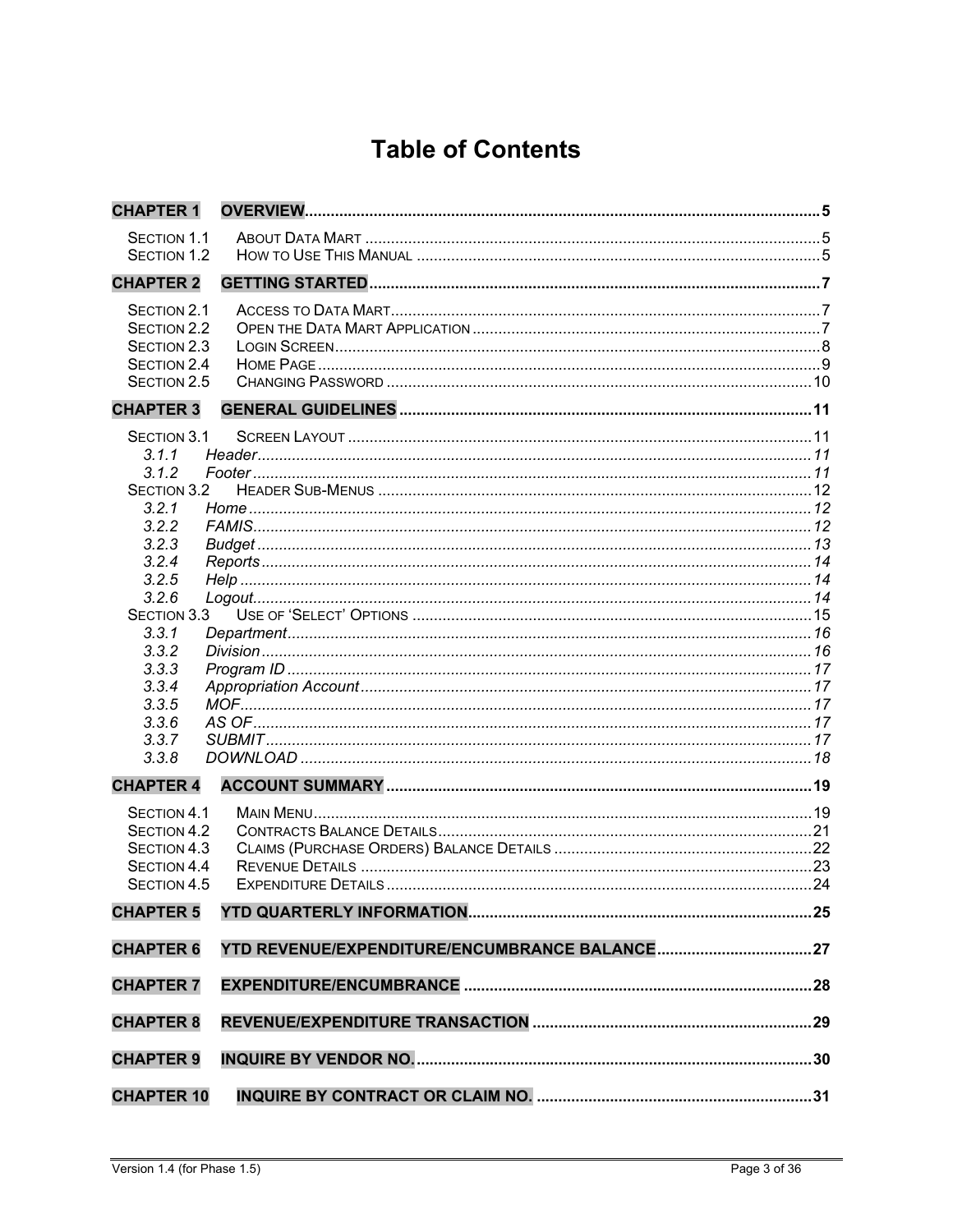# Table of Contents

**CHAPTER 1 OVERVIEW** ..... 5

- SECTION 1.1 ABOUT DATA MART ..... 5
- SECTION 1.2 HOW TO USE THIS MANUAL ..... 5

**CHAPTER 2 GETTING STARTED** ..... 7

- SECTION 2.1 ACCESS TO DATA MART ..... 7
- SECTION 2.2 OPEN THE DATA MART APPLICATION ..... 7
- SECTION 2.3 LOGIN SCREEN ..... 8
- SECTION 2.4 HOME PAGE ..... 9
- SECTION 2.5 CHANGING PASSWORD ..... 10

**CHAPTER 3 GENERAL GUIDELINES** ..... 11

- SECTION 3.1 SCREEN LAYOUT ..... 11
  - *3.1.1 Header* ..... 11
  - *3.1.2 Footer* ..... 11
- SECTION 3.2 HEADER SUB-MENUS ..... 12
  - *3.2.1 Home* ..... 12
  - *3.2.2 FAMIS* ..... 12
  - *3.2.3 Budget* ..... 13
  - *3.2.4 Reports* ..... 14
  - *3.2.5 Help* ..... 14
  - *3.2.6 Logout* ..... 14
- SECTION 3.3 USE OF 'SELECT' OPTIONS ..... 15
  - *3.3.1 Department* ..... 16
  - *3.3.2 Division* ..... 16
  - *3.3.3 Program ID* ..... 17
  - *3.3.4 Appropriation Account* ..... 17
  - *3.3.5 MOF* ..... 17
  - *3.3.6 AS OF* ..... 17
  - *3.3.7 SUBMIT* ..... 17
  - *3.3.8 DOWNLOAD* ..... 18

**CHAPTER 4 ACCOUNT SUMMARY** ..... 19

- SECTION 4.1 MAIN MENU ..... 19
- SECTION 4.2 CONTRACTS BALANCE DETAILS ..... 21
- SECTION 4.3 CLAIMS (PURCHASE ORDERS) BALANCE DETAILS ..... 22
- SECTION 4.4 REVENUE DETAILS ..... 23
- SECTION 4.5 EXPENDITURE DETAILS ..... 24

**CHAPTER 5 YTD QUARTERLY INFORMATION** ..... 25

**CHAPTER 6 YTD REVENUE/EXPENDITURE/ENCUMBRANCE BALANCE** ..... 27

**CHAPTER 7 EXPENDITURE/ENCUMBRANCE** ..... 28

**CHAPTER 8 REVENUE/EXPENDITURE TRANSACTION** ..... 29

**CHAPTER 9 INQUIRE BY VENDOR NO.** ..... 30

**CHAPTER 10 INQUIRE BY CONTRACT OR CLAIM NO.** ..... 31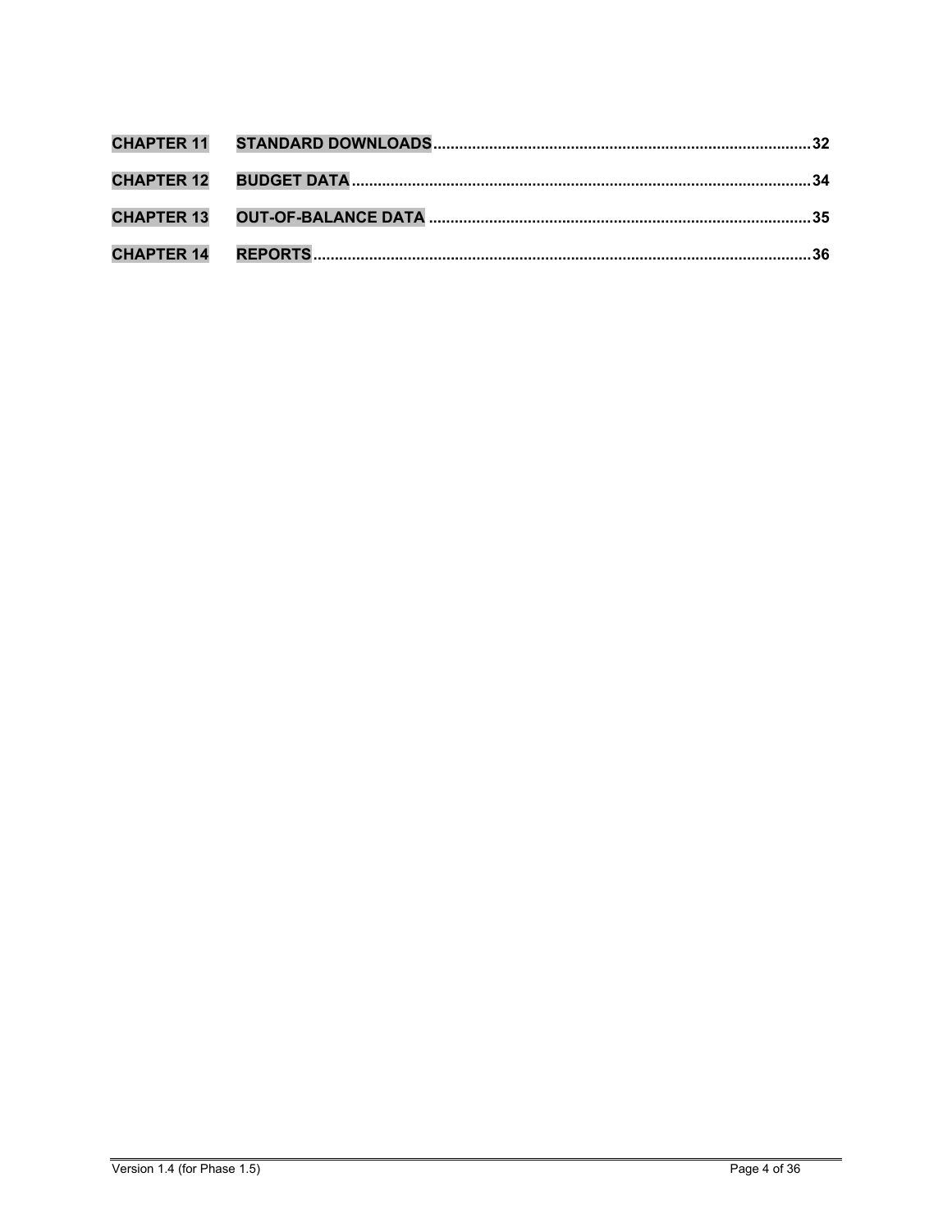CHAPTER 11 STANDARD DOWNLOADS....................................................................................32

CHAPTER 12 BUDGET DATA..............................................................................................34

CHAPTER 13 OUT-OF-BALANCE DATA ............................................................................35

CHAPTER 14 REPORTS.....................................................................................................36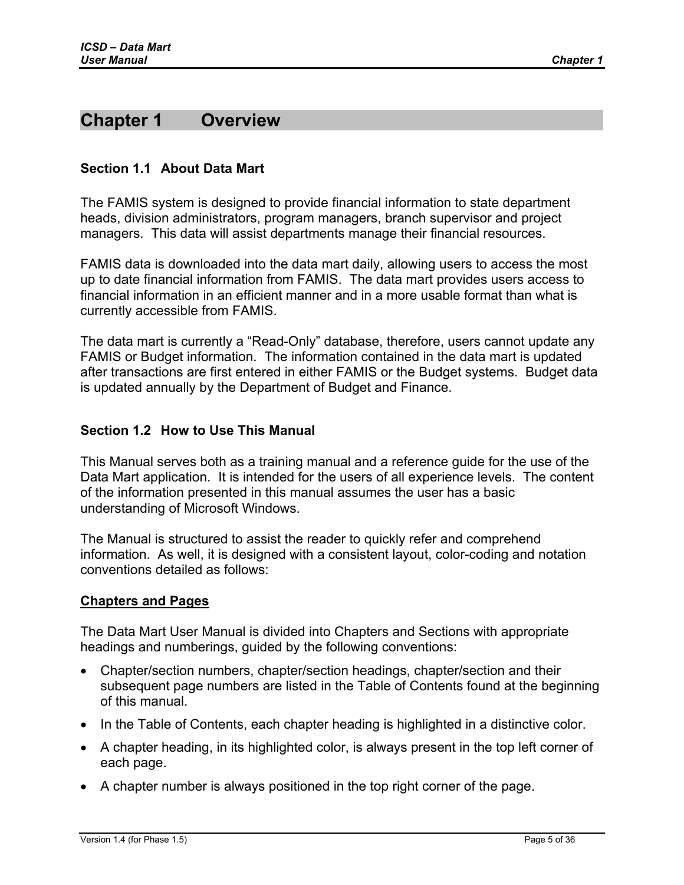# Chapter 1 Overview

## Section 1.1 About Data Mart

The FAMIS system is designed to provide financial information to state department heads, division administrators, program managers, branch supervisor and project managers. This data will assist departments manage their financial resources.

FAMIS data is downloaded into the data mart daily, allowing users to access the most up to date financial information from FAMIS. The data mart provides users access to financial information in an efficient manner and in a more usable format than what is currently accessible from FAMIS.

The data mart is currently a "Read-Only" database, therefore, users cannot update any FAMIS or Budget information. The information contained in the data mart is updated after transactions are first entered in either FAMIS or the Budget systems. Budget data is updated annually by the Department of Budget and Finance.

## Section 1.2 How to Use This Manual

This Manual serves both as a training manual and a reference guide for the use of the Data Mart application. It is intended for the users of all experience levels. The content of the information presented in this manual assumes the user has a basic understanding of Microsoft Windows.

The Manual is structured to assist the reader to quickly refer and comprehend information. As well, it is designed with a consistent layout, color-coding and notation conventions detailed as follows:

**Chapters and Pages**

The Data Mart User Manual is divided into Chapters and Sections with appropriate headings and numberings, guided by the following conventions:

- Chapter/section numbers, chapter/section headings, chapter/section and their subsequent page numbers are listed in the Table of Contents found at the beginning of this manual.
- In the Table of Contents, each chapter heading is highlighted in a distinctive color.
- A chapter heading, in its highlighted color, is always present in the top left corner of each page.
- A chapter number is always positioned in the top right corner of the page.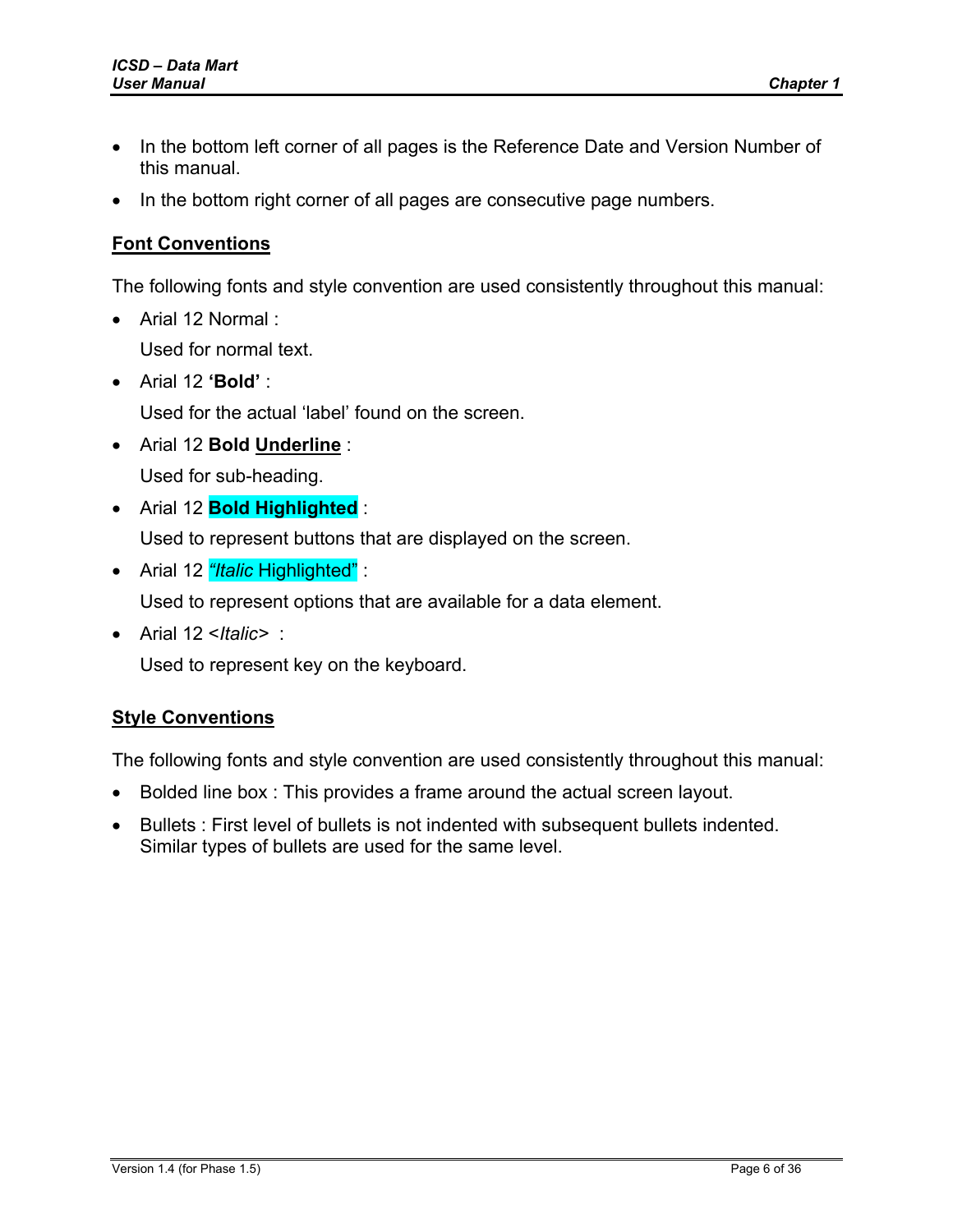- In the bottom left corner of all pages is the Reference Date and Version Number of this manual.
- In the bottom right corner of all pages are consecutive page numbers.

**Font Conventions**

The following fonts and style convention are used consistently throughout this manual:

- Arial 12 Normal :

  Used for normal text.

- Arial 12 **'Bold'** :

  Used for the actual 'label' found on the screen.

- Arial 12 **Bold Underline** :

  Used for sub-heading.

- Arial 12 **Bold Highlighted** :

  Used to represent buttons that are displayed on the screen.

- Arial 12 *"Italic* Highlighted" :

  Used to represent options that are available for a data element.

- Arial 12 <*Italic*> :

  Used to represent key on the keyboard.

**Style Conventions**

The following fonts and style convention are used consistently throughout this manual:

- Bolded line box : This provides a frame around the actual screen layout.
- Bullets : First level of bullets is not indented with subsequent bullets indented. Similar types of bullets are used for the same level.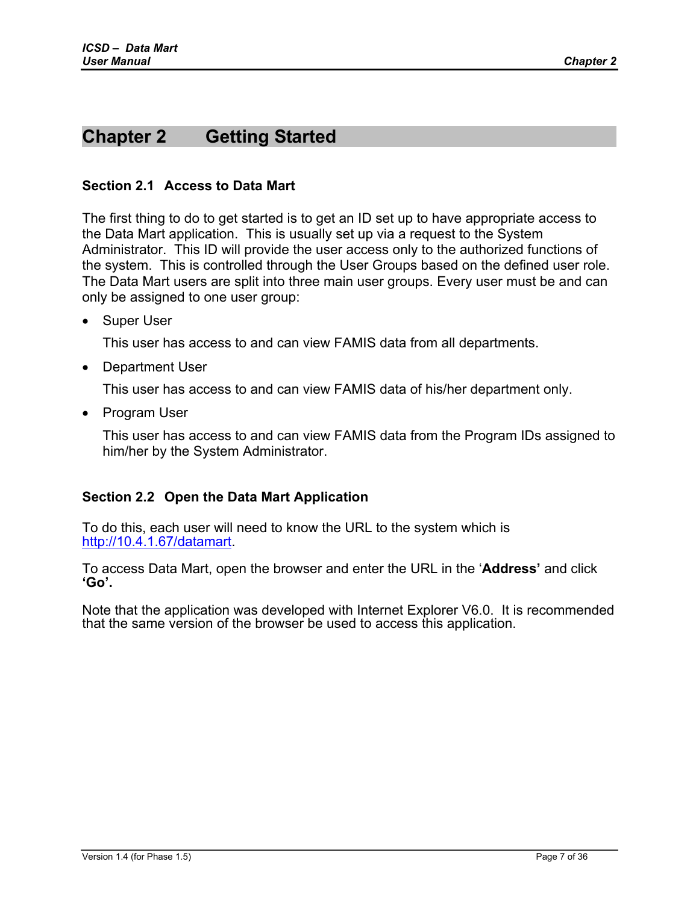# Chapter 2 Getting Started

## Section 2.1 Access to Data Mart

The first thing to do to get started is to get an ID set up to have appropriate access to the Data Mart application. This is usually set up via a request to the System Administrator. This ID will provide the user access only to the authorized functions of the system. This is controlled through the User Groups based on the defined user role. The Data Mart users are split into three main user groups. Every user must be and can only be assigned to one user group:

- Super User

  This user has access to and can view FAMIS data from all departments.

- Department User

  This user has access to and can view FAMIS data of his/her department only.

- Program User

  This user has access to and can view FAMIS data from the Program IDs assigned to him/her by the System Administrator.

## Section 2.2 Open the Data Mart Application

To do this, each user will need to know the URL to the system which is http://10.4.1.67/datamart.

To access Data Mart, open the browser and enter the URL in the '**Address'** and click **'Go'.**

Note that the application was developed with Internet Explorer V6.0. It is recommended that the same version of the browser be used to access this application.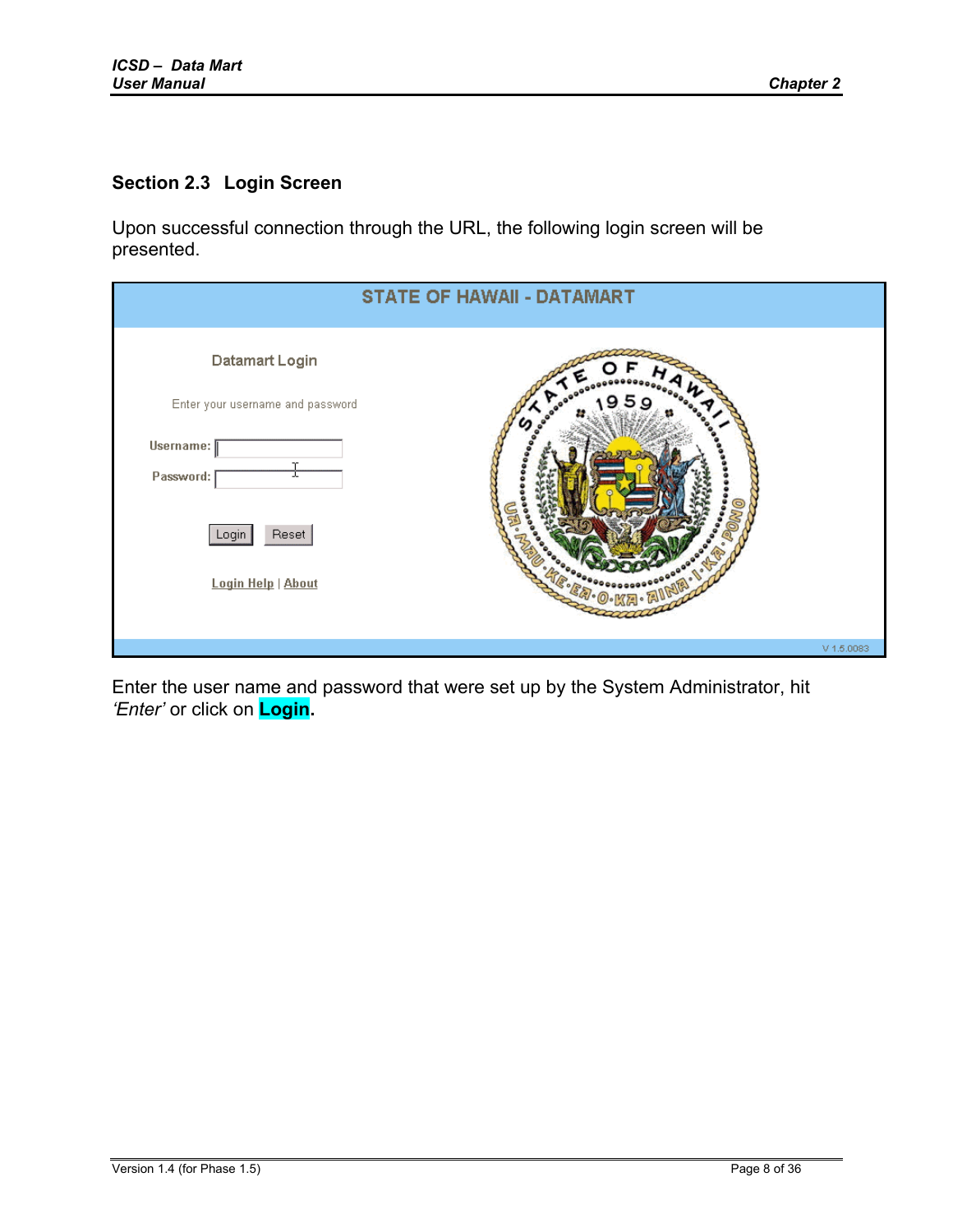## Section 2.3 Login Screen

Upon successful connection through the URL, the following login screen will be presented.

Enter the user name and password that were set up by the System Administrator, hit *'Enter'* or click on **Login**.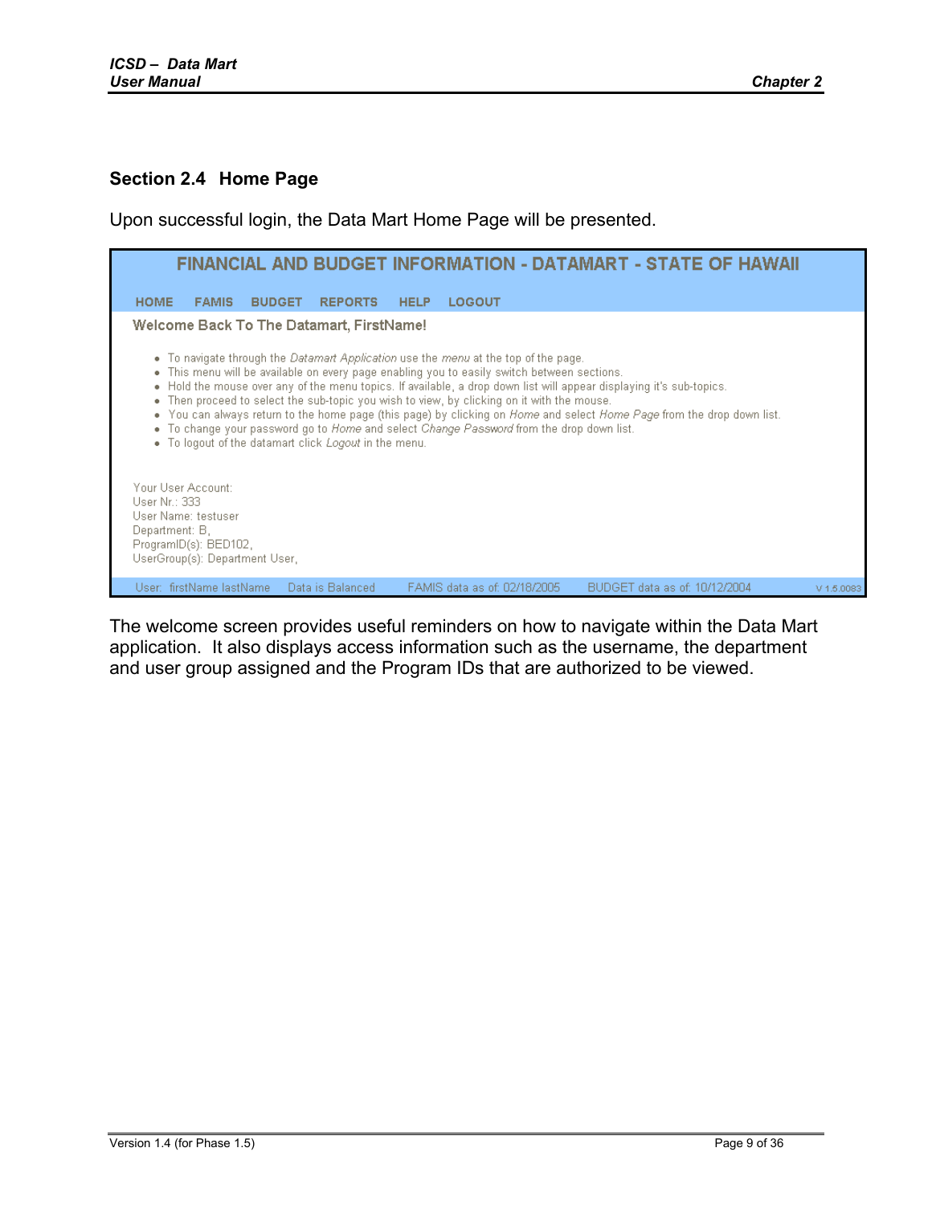## Section 2.4 Home Page

Upon successful login, the Data Mart Home Page will be presented.

FINANCIAL AND BUDGET INFORMATION - DATAMART - STATE OF HAWAII

HOME FAMIS BUDGET REPORTS HELP LOGOUT

Welcome Back To The Datamart, FirstName!

- To navigate through the *Datamart Application* use the *menu* at the top of the page.
- This menu will be available on every page enabling you to easily switch between sections.
- Hold the mouse over any of the menu topics. If available, a drop down list will appear displaying it's sub-topics.
- Then proceed to select the sub-topic you wish to view, by clicking on it with the mouse.
- You can always return to the home page (this page) by clicking on *Home* and select *Home Page* from the drop down list.
- To change your password go to *Home* and select *Change Password* from the drop down list.
- To logout of the datamart click *Logout* in the menu.

Your User Account:
User Nr.: 333
User Name: testuser
Department: B,
ProgramID(s): BED102,
UserGroup(s): Department User,

User: firstName lastName Data is Balanced FAMIS data as of: 02/18/2005 BUDGET data as of: 10/12/2004 v 1.5.0083

The welcome screen provides useful reminders on how to navigate within the Data Mart application. It also displays access information such as the username, the department and user group assigned and the Program IDs that are authorized to be viewed.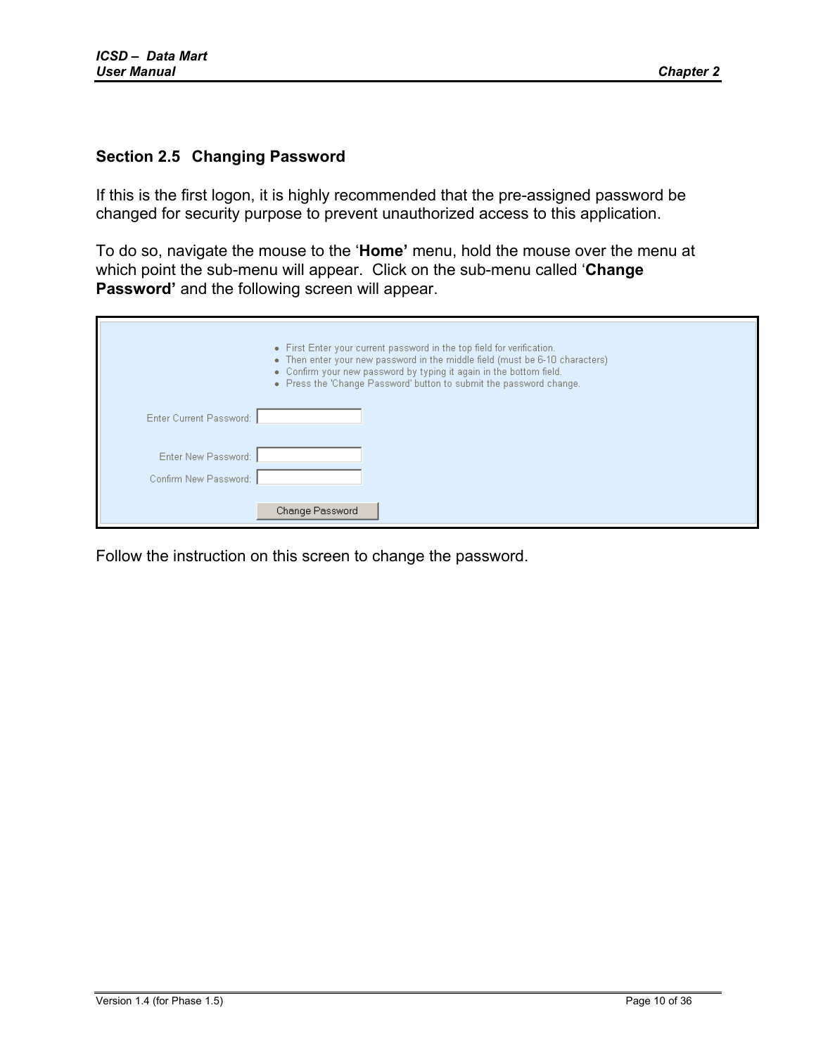## Section 2.5 Changing Password

If this is the first logon, it is highly recommended that the pre-assigned password be changed for security purpose to prevent unauthorized access to this application.

To do so, navigate the mouse to the '**Home'** menu, hold the mouse over the menu at which point the sub-menu will appear. Click on the sub-menu called '**Change Password'** and the following screen will appear.

- First Enter your current password in the top field for verification.
- Then enter your new password in the middle field (must be 6-10 characters)
- Confirm your new password by typing it again in the bottom field.
- Press the 'Change Password' button to submit the password change.

Enter Current Password:

Enter New Password:

Confirm New Password:

Change Password

Follow the instruction on this screen to change the password.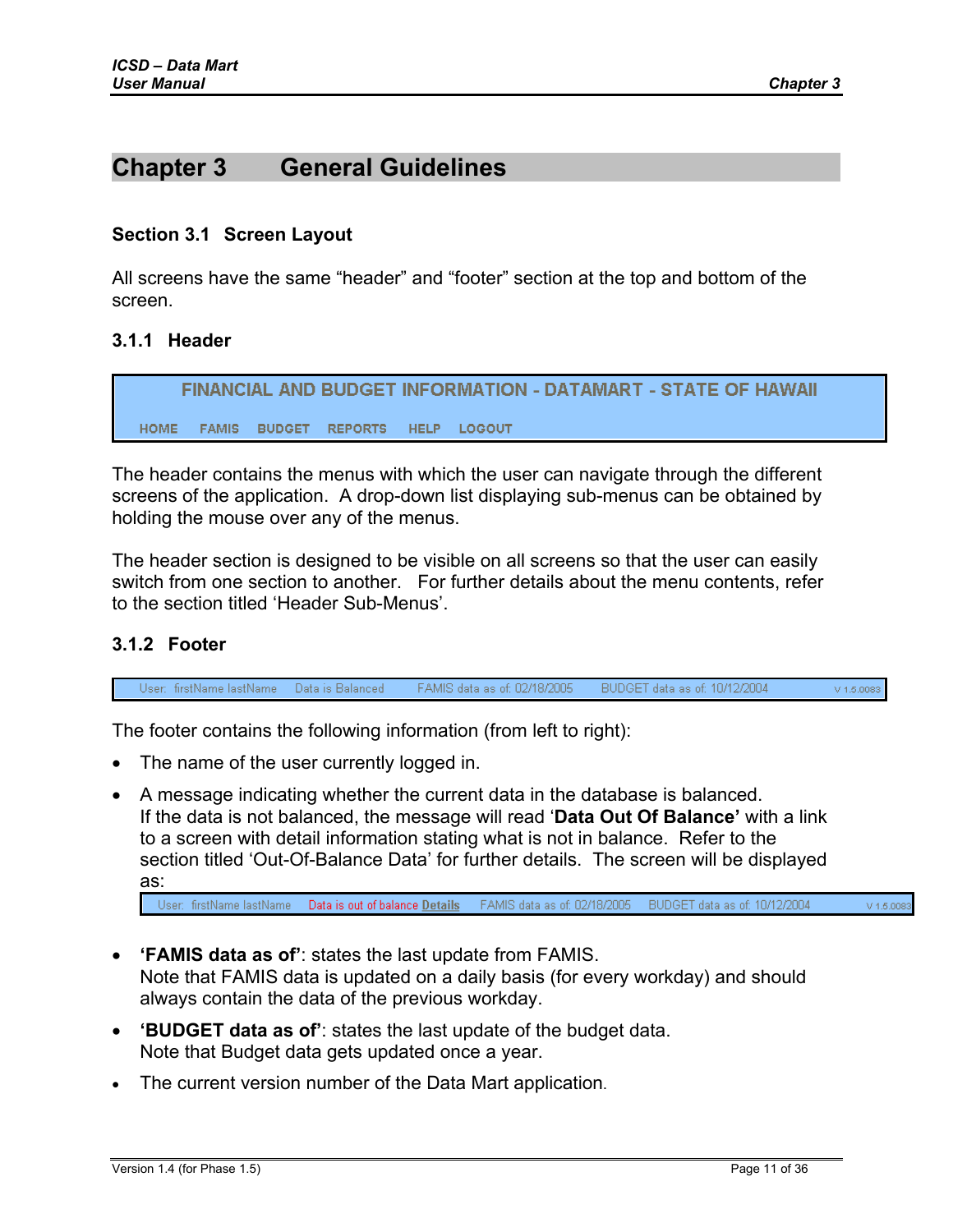# Chapter 3 General Guidelines

## Section 3.1 Screen Layout

All screens have the same "header" and "footer" section at the top and bottom of the screen.

### 3.1.1 Header

FINANCIAL AND BUDGET INFORMATION - DATAMART - STATE OF HAWAII

HOME FAMIS BUDGET REPORTS HELP LOGOUT

The header contains the menus with which the user can navigate through the different screens of the application. A drop-down list displaying sub-menus can be obtained by holding the mouse over any of the menus.

The header section is designed to be visible on all screens so that the user can easily switch from one section to another. For further details about the menu contents, refer to the section titled 'Header Sub-Menus'.

### 3.1.2 Footer

User: firstName lastName Data is Balanced FAMIS data as of: 02/18/2005 BUDGET data as of: 10/12/2004 v 1.5.0083

The footer contains the following information (from left to right):

- The name of the user currently logged in.
- A message indicating whether the current data in the database is balanced. If the data is not balanced, the message will read '**Data Out Of Balance'** with a link to a screen with detail information stating what is not in balance. Refer to the section titled 'Out-Of-Balance Data' for further details. The screen will be displayed as:

  User: firstName lastName Data is out of balance Details FAMIS data as of: 02/18/2005 BUDGET data as of: 10/12/2004 v 1.5.0083

- **'FAMIS data as of'**: states the last update from FAMIS. Note that FAMIS data is updated on a daily basis (for every workday) and should always contain the data of the previous workday.
- **'BUDGET data as of'**: states the last update of the budget data. Note that Budget data gets updated once a year.
- The current version number of the Data Mart application.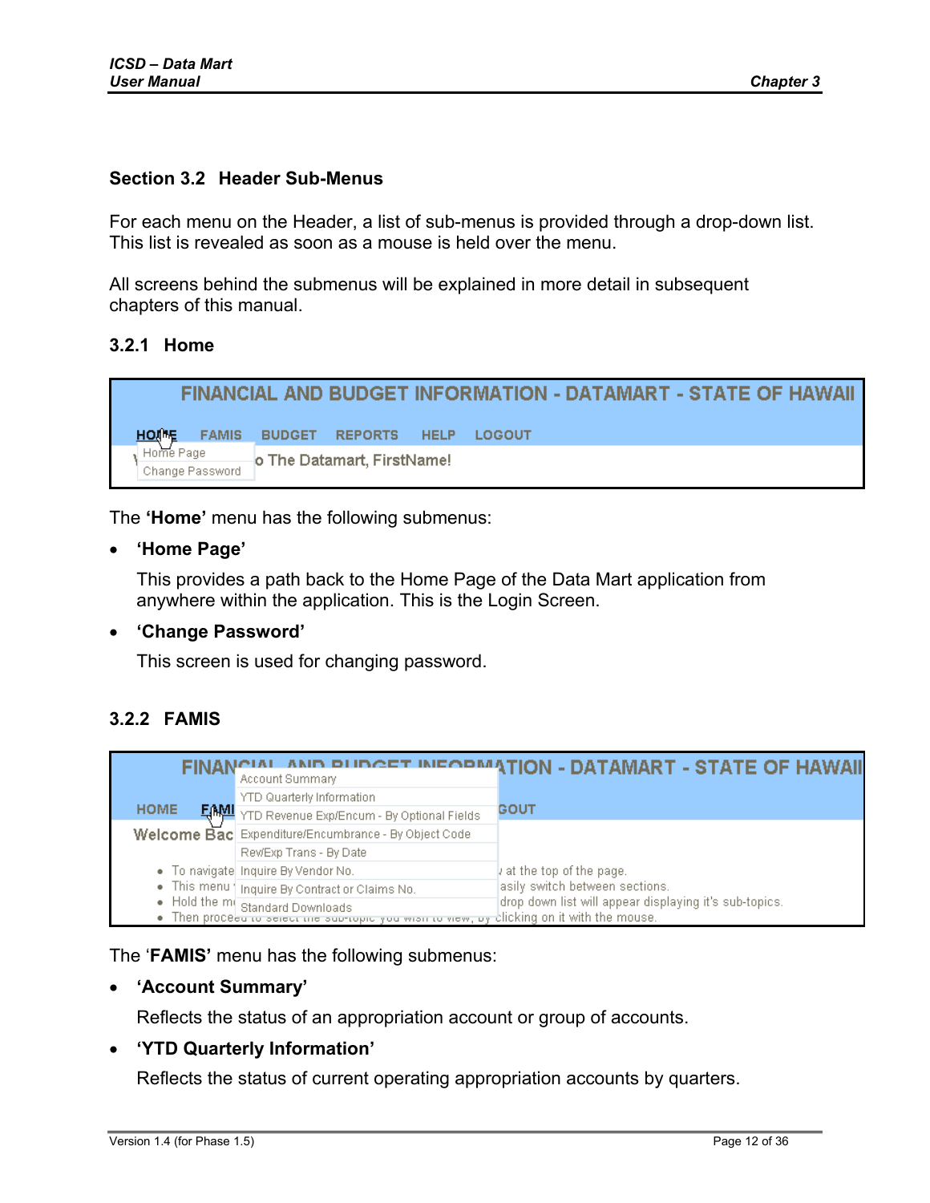## Section 3.2 Header Sub-Menus

For each menu on the Header, a list of sub-menus is provided through a drop-down list. This list is revealed as soon as a mouse is held over the menu.

All screens behind the submenus will be explained in more detail in subsequent chapters of this manual.

### 3.2.1 Home

The **'Home'** menu has the following submenus:

- **'Home Page'**

  This provides a path back to the Home Page of the Data Mart application from anywhere within the application. This is the Login Screen.

- **'Change Password'**

  This screen is used for changing password.

### 3.2.2 FAMIS

The '**FAMIS**' menu has the following submenus:

- **'Account Summary'**

  Reflects the status of an appropriation account or group of accounts.

- **'YTD Quarterly Information'**

  Reflects the status of current operating appropriation accounts by quarters.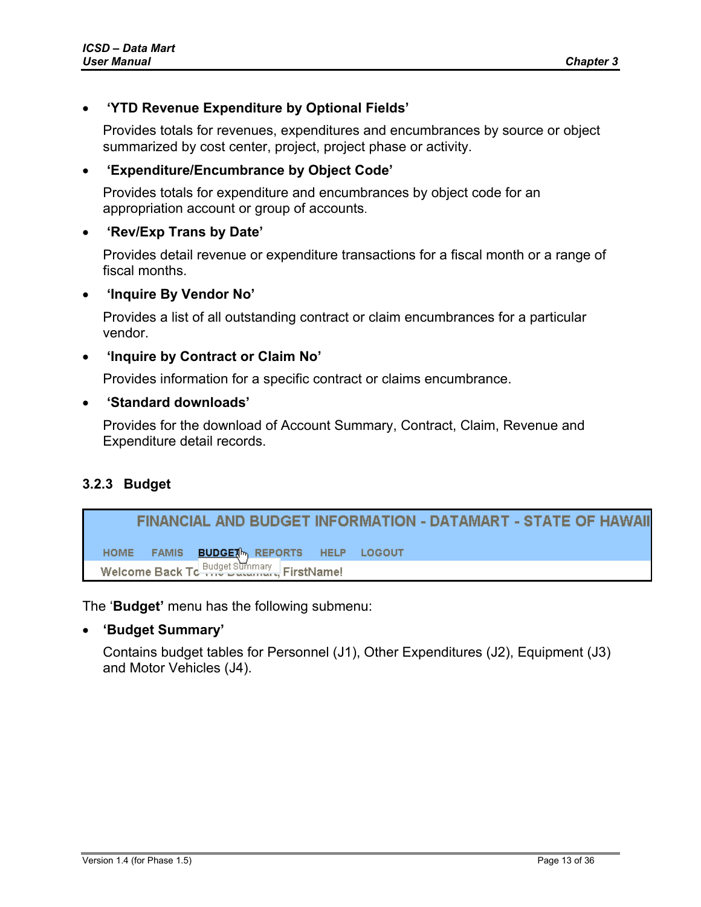- **'YTD Revenue Expenditure by Optional Fields'**

  Provides totals for revenues, expenditures and encumbrances by source or object summarized by cost center, project, project phase or activity.

- **'Expenditure/Encumbrance by Object Code'**

  Provides totals for expenditure and encumbrances by object code for an appropriation account or group of accounts.

- **'Rev/Exp Trans by Date'**

  Provides detail revenue or expenditure transactions for a fiscal month or a range of fiscal months.

- **'Inquire By Vendor No'**

  Provides a list of all outstanding contract or claim encumbrances for a particular vendor.

- **'Inquire by Contract or Claim No'**

  Provides information for a specific contract or claims encumbrance.

- **'Standard downloads'**

  Provides for the download of Account Summary, Contract, Claim, Revenue and Expenditure detail records.

### 3.2.3 Budget

FINANCIAL AND BUDGET INFORMATION - DATAMART - STATE OF HAWAII

HOME FAMIS BUDGET REPORTS HELP LOGOUT

Budget Summary

Welcome Back To The Datamart, FirstName!

The '**Budget'** menu has the following submenu:

- **'Budget Summary'**

  Contains budget tables for Personnel (J1), Other Expenditures (J2), Equipment (J3) and Motor Vehicles (J4).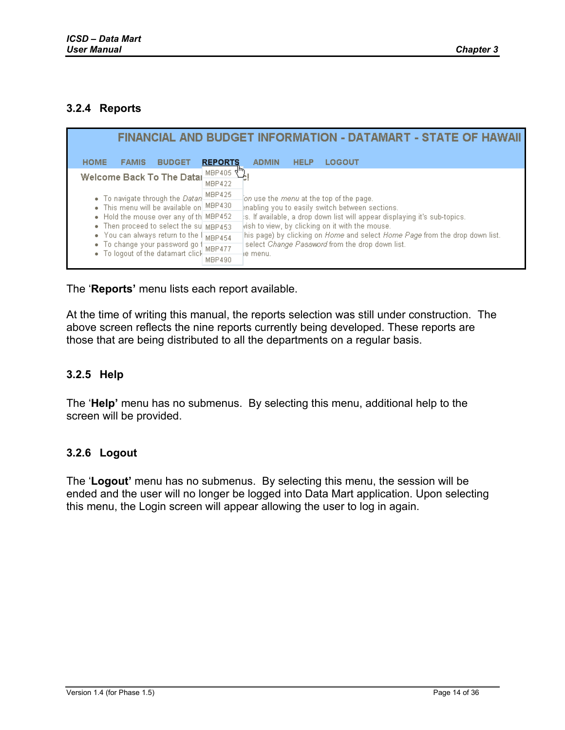### 3.2.4 Reports

The '**Reports'** menu lists each report available.

At the time of writing this manual, the reports selection was still under construction. The above screen reflects the nine reports currently being developed. These reports are those that are being distributed to all the departments on a regular basis.

### 3.2.5 Help

The '**Help'** menu has no submenus. By selecting this menu, additional help to the screen will be provided.

### 3.2.6 Logout

The '**Logout'** menu has no submenus. By selecting this menu, the session will be ended and the user will no longer be logged into Data Mart application. Upon selecting this menu, the Login screen will appear allowing the user to log in again.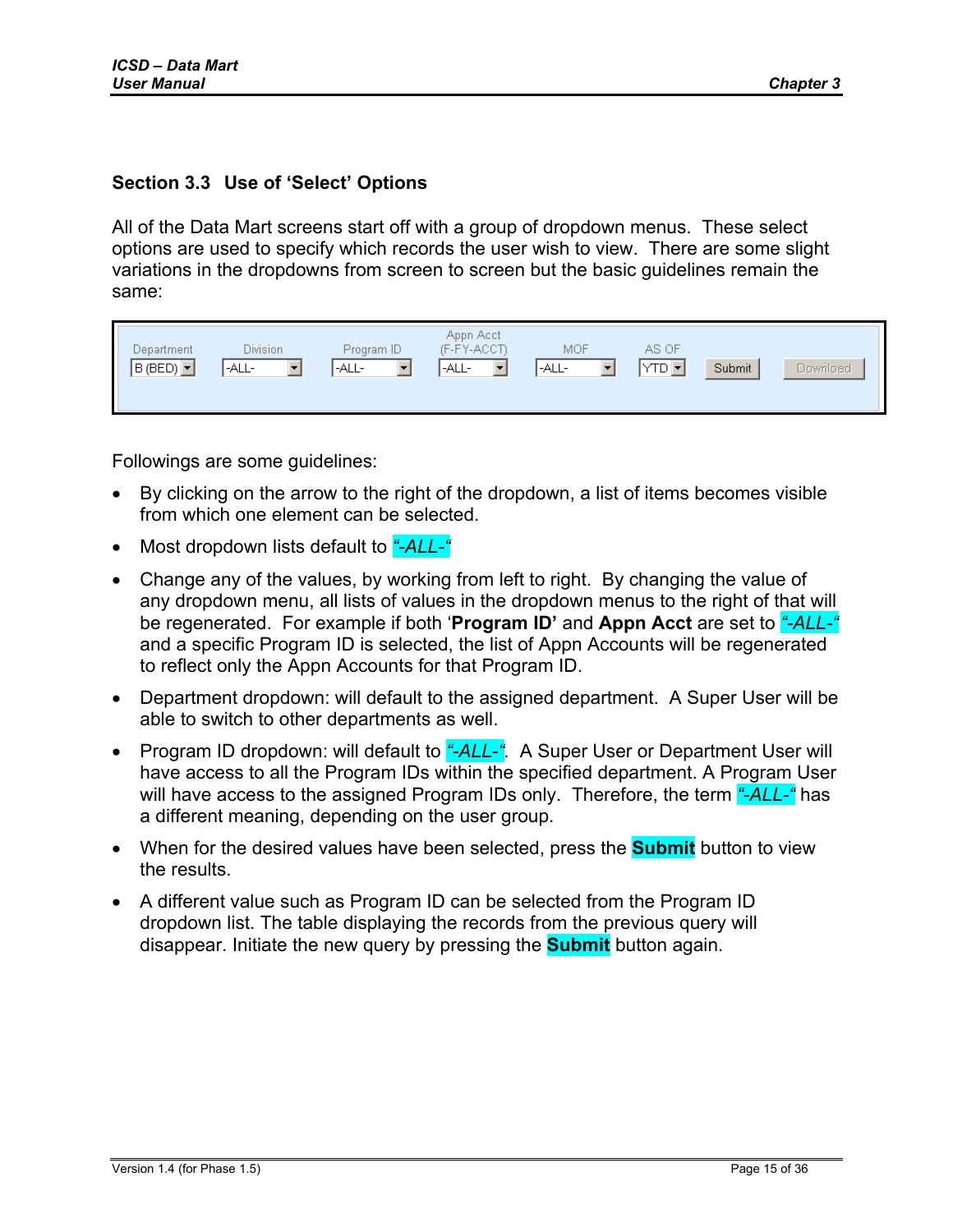## Section 3.3 Use of 'Select' Options

All of the Data Mart screens start off with a group of dropdown menus. These select options are used to specify which records the user wish to view. There are some slight variations in the dropdowns from screen to screen but the basic guidelines remain the same:

| Department | Division | Program ID | Appn Acct (F-FY-ACCT) | MOF | AS OF | | |
|---|---|---|---|---|---|---|---|
| B (BED) | -ALL- | -ALL- | -ALL- | -ALL- | YTD | Submit | Download |

Followings are some guidelines:

- By clicking on the arrow to the right of the dropdown, a list of items becomes visible from which one element can be selected.
- Most dropdown lists default to *"-ALL-"*
- Change any of the values, by working from left to right. By changing the value of any dropdown menu, all lists of values in the dropdown menus to the right of that will be regenerated. For example if both '**Program ID'** and **Appn Acct** are set to *"-ALL-"* and a specific Program ID is selected, the list of Appn Accounts will be regenerated to reflect only the Appn Accounts for that Program ID.
- Department dropdown: will default to the assigned department. A Super User will be able to switch to other departments as well.
- Program ID dropdown: will default to *"-ALL-"*. A Super User or Department User will have access to all the Program IDs within the specified department. A Program User will have access to the assigned Program IDs only. Therefore, the term *"-ALL-"* has a different meaning, depending on the user group.
- When for the desired values have been selected, press the **Submit** button to view the results.
- A different value such as Program ID can be selected from the Program ID dropdown list. The table displaying the records from the previous query will disappear. Initiate the new query by pressing the **Submit** button again.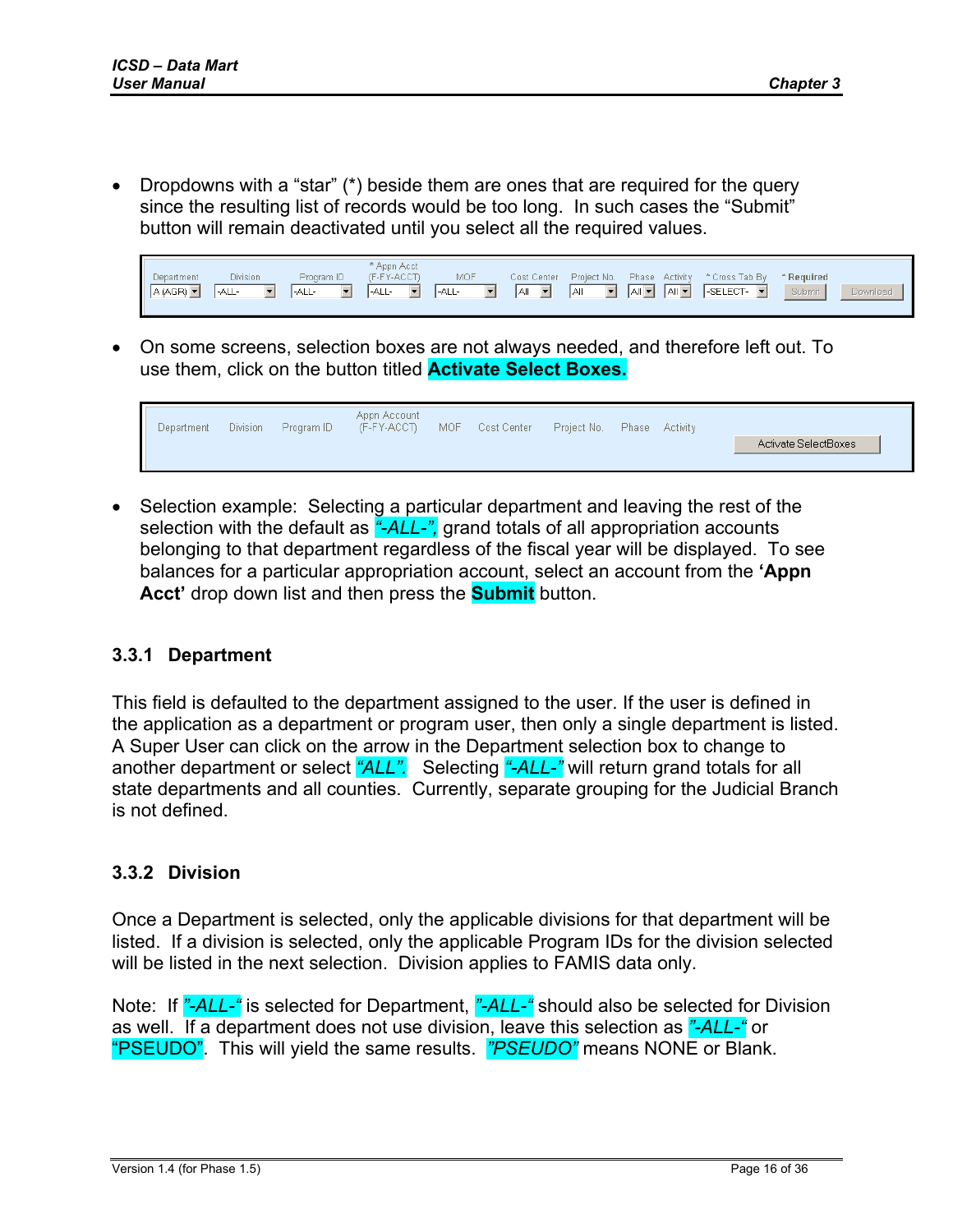- Dropdowns with a "star" (*) beside them are ones that are required for the query since the resulting list of records would be too long. In such cases the "Submit" button will remain deactivated until you select all the required values.

| Department | Division | Program ID | * Appn Acct (F-FY-ACCT) | MOF | Cost Center | Project No. | Phase | Activity | * Cross Tab By | * Required | |
|---|---|---|---|---|---|---|---|---|---|---|---|
| A (AGR) | -ALL- | -ALL- | -ALL- | -ALL- | All | All | All | All | -SELECT- | Submit | Download |

- On some screens, selection boxes are not always needed, and therefore left out. To use them, click on the button titled **Activate Select Boxes.**

| Department | Division | Program ID | Appn Account (F-FY-ACCT) | MOF | Cost Center | Project No. | Phase | Activity | |
|---|---|---|---|---|---|---|---|---|---|
| | | | | | | | | | Activate SelectBoxes |

- Selection example: Selecting a particular department and leaving the rest of the selection with the default as *"-ALL-",* grand totals of all appropriation accounts belonging to that department regardless of the fiscal year will be displayed. To see balances for a particular appropriation account, select an account from the **'Appn Acct'** drop down list and then press the **Submit** button.

### 3.3.1 Department

This field is defaulted to the department assigned to the user. If the user is defined in the application as a department or program user, then only a single department is listed. A Super User can click on the arrow in the Department selection box to change to another department or select *"ALL".* Selecting *"-ALL-"* will return grand totals for all state departments and all counties. Currently, separate grouping for the Judicial Branch is not defined.

### 3.3.2 Division

Once a Department is selected, only the applicable divisions for that department will be listed. If a division is selected, only the applicable Program IDs for the division selected will be listed in the next selection. Division applies to FAMIS data only.

Note: If *"-ALL-"* is selected for Department, *"-ALL-"* should also be selected for Division as well. If a department does not use division, leave this selection as *"-ALL-"* or "PSEUDO". This will yield the same results. *"PSEUDO"* means NONE or Blank.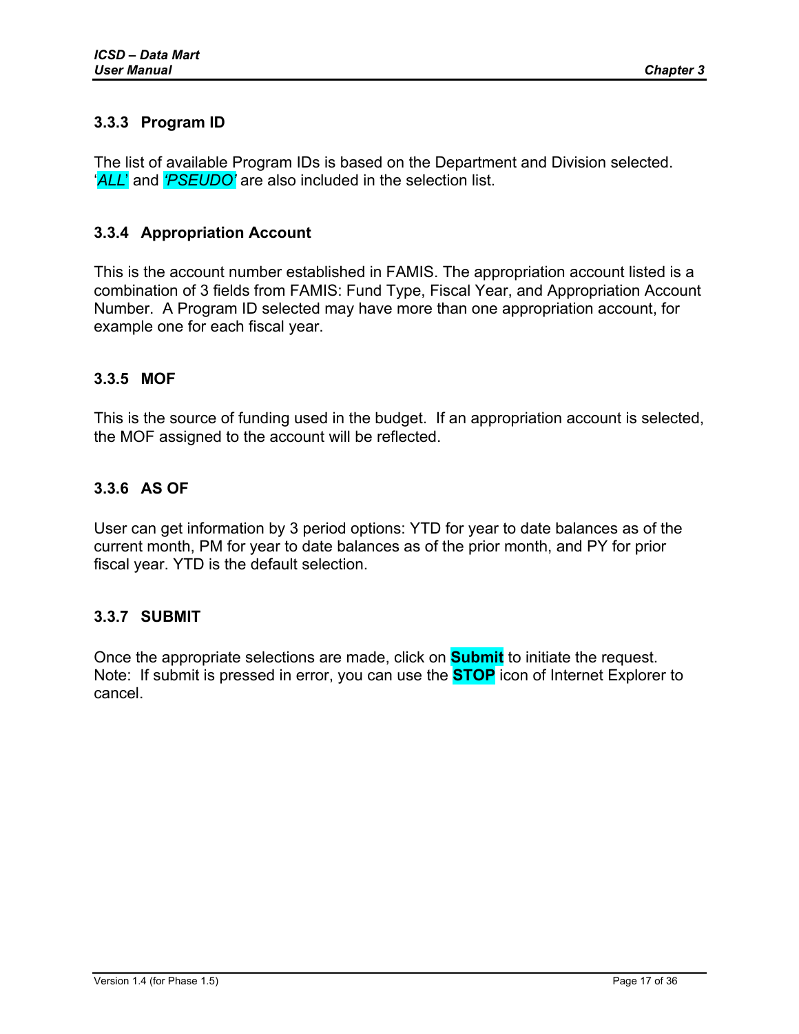### 3.3.3 Program ID

The list of available Program IDs is based on the Department and Division selected. '*ALL*' and *'PSEUDO'* are also included in the selection list.

### 3.3.4 Appropriation Account

This is the account number established in FAMIS. The appropriation account listed is a combination of 3 fields from FAMIS: Fund Type, Fiscal Year, and Appropriation Account Number. A Program ID selected may have more than one appropriation account, for example one for each fiscal year.

### 3.3.5 MOF

This is the source of funding used in the budget. If an appropriation account is selected, the MOF assigned to the account will be reflected.

### 3.3.6 AS OF

User can get information by 3 period options: YTD for year to date balances as of the current month, PM for year to date balances as of the prior month, and PY for prior fiscal year. YTD is the default selection.

### 3.3.7 SUBMIT

Once the appropriate selections are made, click on **Submit** to initiate the request. Note: If submit is pressed in error, you can use the **STOP** icon of Internet Explorer to cancel.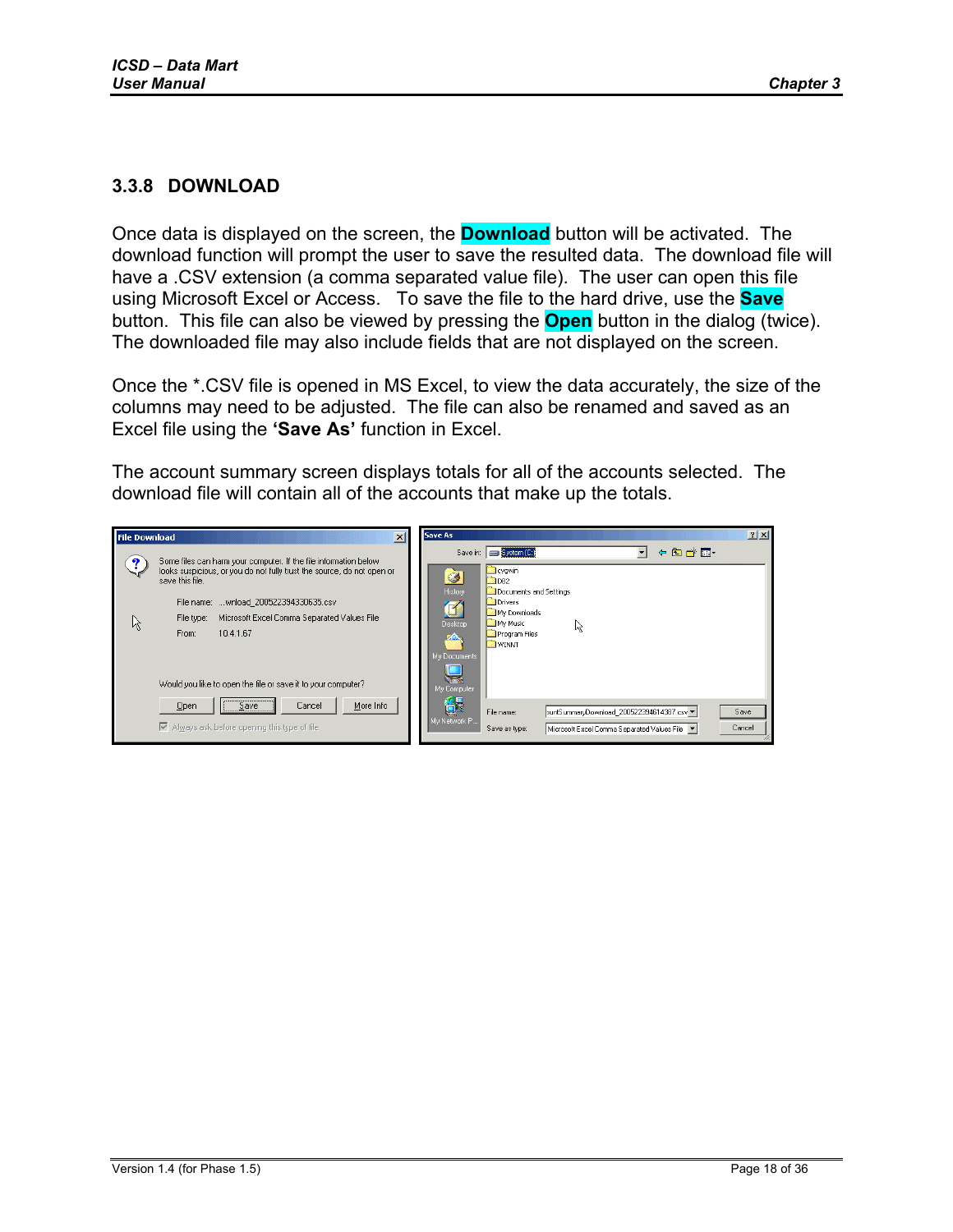### 3.3.8 DOWNLOAD

Once data is displayed on the screen, the **Download** button will be activated. The download function will prompt the user to save the resulted data. The download file will have a .CSV extension (a comma separated value file). The user can open this file using Microsoft Excel or Access. To save the file to the hard drive, use the **Save** button. This file can also be viewed by pressing the **Open** button in the dialog (twice). The downloaded file may also include fields that are not displayed on the screen.

Once the *.CSV file is opened in MS Excel, to view the data accurately, the size of the columns may need to be adjusted. The file can also be renamed and saved as an Excel file using the **'Save As'** function in Excel.

The account summary screen displays totals for all of the accounts selected. The download file will contain all of the accounts that make up the totals.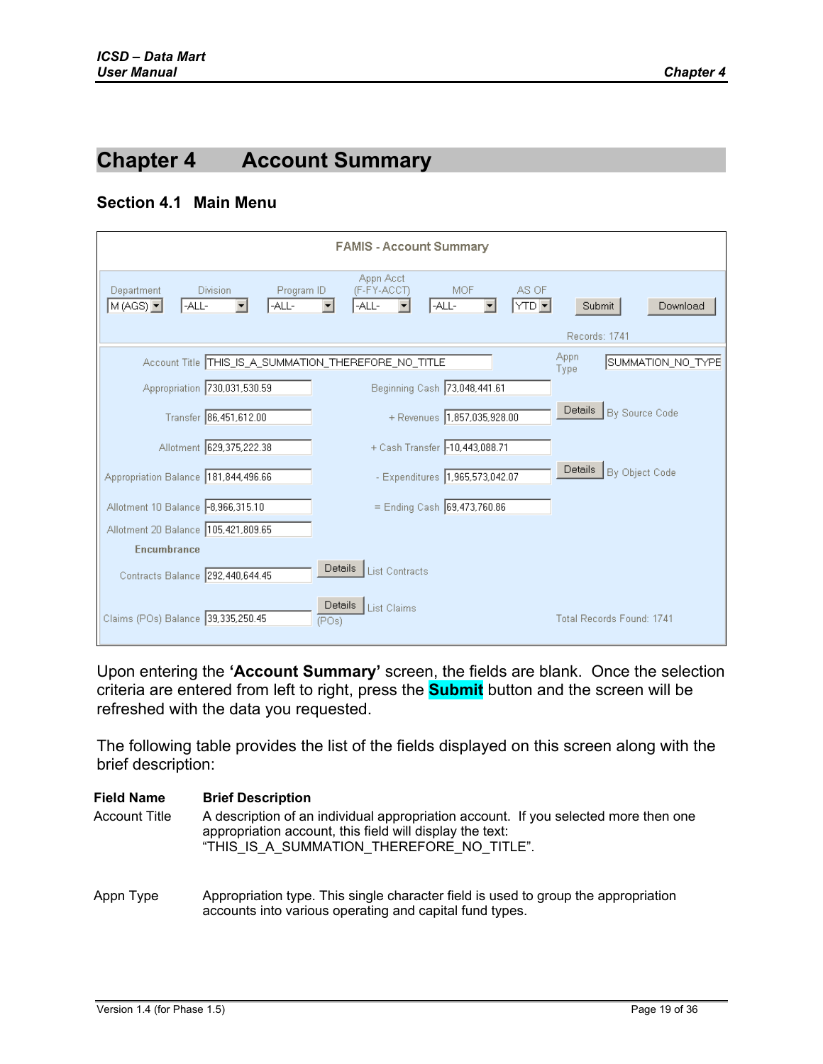# Chapter 4 Account Summary

## Section 4.1 Main Menu

FAMIS - Account Summary

| Department | Division | Program ID | Appn Acct (F-FY-ACCT) | MOF | AS OF | | |
|---|---|---|---|---|---|---|---|
| M (AGS) | -ALL- | -ALL- | -ALL- | -ALL- | YTD | Submit | Download |

Records: 1741

| Field | Value | Field | Value | |
|---|---|---|---|---|
| Account Title | THIS_IS_A_SUMMATION_THEREFORE_NO_TITLE | Appn Type | SUMMATION_NO_TYPE | |
| Appropriation | 730,031,530.59 | Beginning Cash | 73,048,441.61 | |
| Transfer | 86,451,612.00 | + Revenues | 1,857,035,928.00 | Details By Source Code |
| Allotment | 629,375,222.38 | + Cash Transfer | -10,443,088.71 | |
| Appropriation Balance | 181,844,496.66 | - Expenditures | 1,965,573,042.07 | Details By Object Code |
| Allotment 10 Balance | -8,966,315.10 | = Ending Cash | 69,473,760.86 | |
| Allotment 20 Balance | 105,421,809.65 | | | |
| **Encumbrance** | | | | |
| Contracts Balance | 292,440,644.45 | Details List Contracts | | |
| Claims (POs) Balance | 39,335,250.45 | Details (POs) List Claims | | |

Total Records Found: 1741

Upon entering the **'Account Summary'** screen, the fields are blank. Once the selection criteria are entered from left to right, press the **Submit** button and the screen will be refreshed with the data you requested.

The following table provides the list of the fields displayed on this screen along with the brief description:

| Field Name | Brief Description |
|---|---|
| Account Title | A description of an individual appropriation account. If you selected more then one appropriation account, this field will display the text: "THIS_IS_A_SUMMATION_THEREFORE_NO_TITLE". |
| Appn Type | Appropriation type. This single character field is used to group the appropriation accounts into various operating and capital fund types. |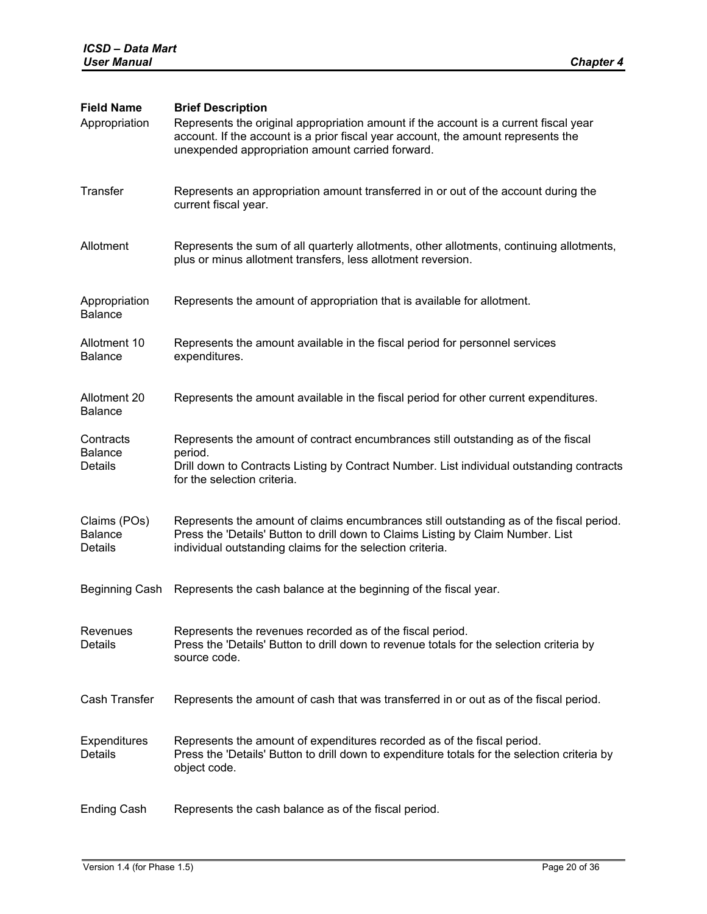| Field Name | Brief Description |
|---|---|
| Appropriation | Represents the original appropriation amount if the account is a current fiscal year account. If the account is a prior fiscal year account, the amount represents the unexpended appropriation amount carried forward. |
| Transfer | Represents an appropriation amount transferred in or out of the account during the current fiscal year. |
| Allotment | Represents the sum of all quarterly allotments, other allotments, continuing allotments, plus or minus allotment transfers, less allotment reversion. |
| Appropriation Balance | Represents the amount of appropriation that is available for allotment. |
| Allotment 10 Balance | Represents the amount available in the fiscal period for personnel services expenditures. |
| Allotment 20 Balance | Represents the amount available in the fiscal period for other current expenditures. |
| Contracts Balance Details | Represents the amount of contract encumbrances still outstanding as of the fiscal period.<br>Drill down to Contracts Listing by Contract Number. List individual outstanding contracts for the selection criteria. |
| Claims (POs) Balance Details | Represents the amount of claims encumbrances still outstanding as of the fiscal period. Press the 'Details' Button to drill down to Claims Listing by Claim Number. List individual outstanding claims for the selection criteria. |
| Beginning Cash | Represents the cash balance at the beginning of the fiscal year. |
| Revenues Details | Represents the revenues recorded as of the fiscal period.<br>Press the 'Details' Button to drill down to revenue totals for the selection criteria by source code. |
| Cash Transfer | Represents the amount of cash that was transferred in or out as of the fiscal period. |
| Expenditures Details | Represents the amount of expenditures recorded as of the fiscal period.<br>Press the 'Details' Button to drill down to expenditure totals for the selection criteria by object code. |
| Ending Cash | Represents the cash balance as of the fiscal period. |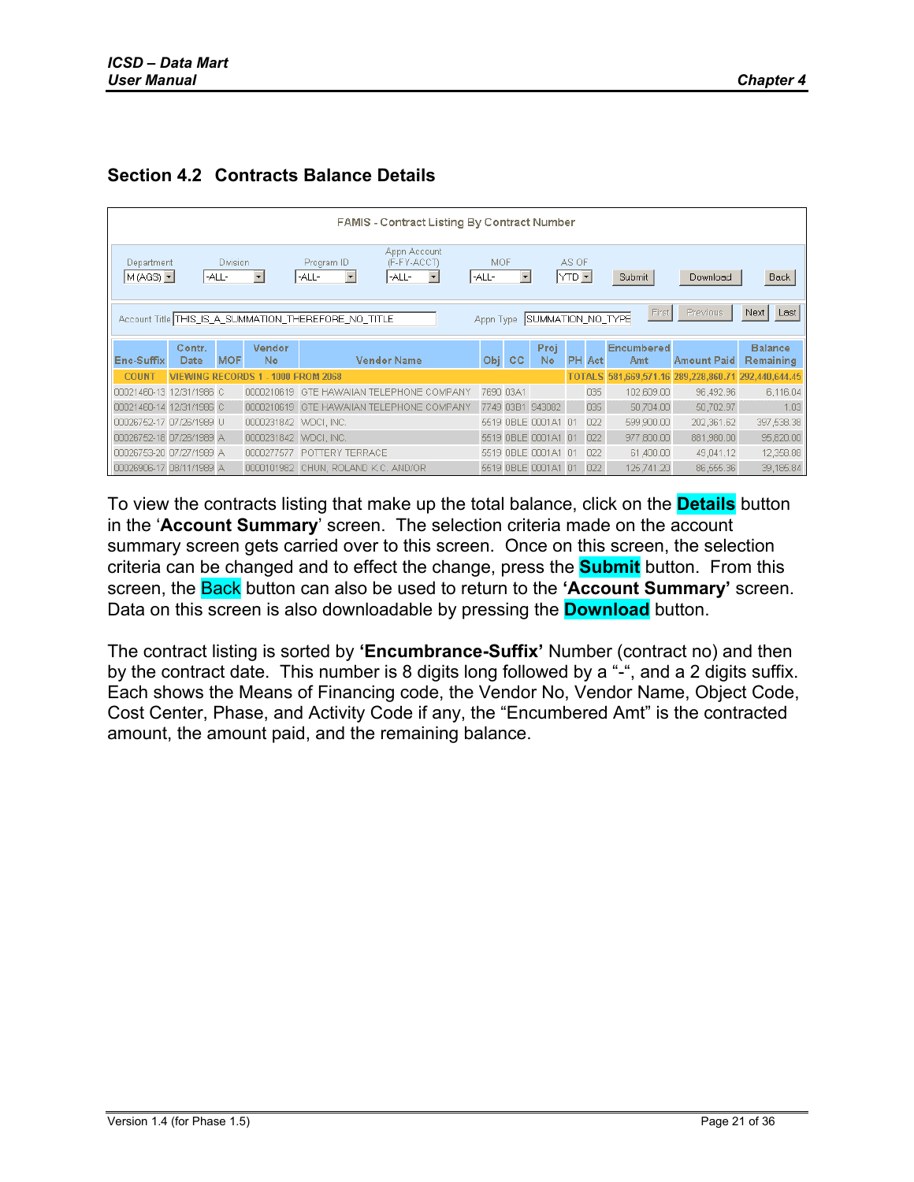## Section 4.2 Contracts Balance Details

FAMIS - Contract Listing By Contract Number

| Department | Division | Program ID | Appn Account (F-FY-ACCT) | MOF | AS OF | | | |
|---|---|---|---|---|---|---|---|---|
| M (AGS) | -ALL- | -ALL- | -ALL- | -ALL- | YTD | Submit | Download | Back |

Account Title THIS_IS_A_SUMMATION_THEREFORE_NO_TITLE    Appn Type SUMMATION_NO_TYPE    First  Previous  Next  Last

| Enc-Suffix | Contr. Date | MOF | Vendor No | Vendor Name | Obj | CC | Proj No | PH | Act | Encumbered Amt | Amount Paid | Balance Remaining |
|---|---|---|---|---|---|---|---|---|---|---|---|---|
| COUNT | VIEWING RECORDS 1 - 1000 FROM 2068 | | | | | | | | TOTALS | 581,669,571.16 | 289,228,860.71 | 292,440,644.45 |
| 00021460-13 | 12/31/1986 | C | 0000210619 | GTE HAWAIIAN TELEPHONE COMPANY | 7690 | 03A1 | | | 035 | 102,609.00 | 96,492.96 | 6,116.04 |
| 00021460-14 | 12/31/1986 | C | 0000210619 | GTE HAWAIIAN TELEPHONE COMPANY | 7749 | 03B1 | 943082 | | 035 | 50,704.00 | 50,702.97 | 1.03 |
| 00026752-17 | 07/26/1989 | U | 0000231842 | WDCI, INC. | 5519 | 0BLE | 0001A1 | 01 | 022 | 599,900.00 | 202,361.62 | 397,538.38 |
| 00026752-18 | 07/26/1989 | A | 0000231842 | WDCI, INC. | 5519 | 0BLE | 0001A1 | 01 | 022 | 977,800.00 | 881,980.00 | 95,820.00 |
| 00026753-20 | 07/27/1989 | A | 0000277577 | POTTERY TERRACE | 5519 | 0BLE | 0001A1 | 01 | 022 | 61,400.00 | 49,041.12 | 12,358.88 |
| 00026906-17 | 08/11/1989 | A | 0000101982 | CHUN, ROLAND K.C. AND/OR | 5519 | 0BLE | 0001A1 | 01 | 022 | 125,741.20 | 86,555.36 | 39,185.84 |

To view the contracts listing that make up the total balance, click on the **Details** button in the '**Account Summary**' screen. The selection criteria made on the account summary screen gets carried over to this screen. Once on this screen, the selection criteria can be changed and to effect the change, press the **Submit** button. From this screen, the Back button can also be used to return to the **'Account Summary'** screen. Data on this screen is also downloadable by pressing the **Download** button.

The contract listing is sorted by **'Encumbrance-Suffix'** Number (contract no) and then by the contract date. This number is 8 digits long followed by a "-", and a 2 digits suffix. Each shows the Means of Financing code, the Vendor No, Vendor Name, Object Code, Cost Center, Phase, and Activity Code if any, the "Encumbered Amt" is the contracted amount, the amount paid, and the remaining balance.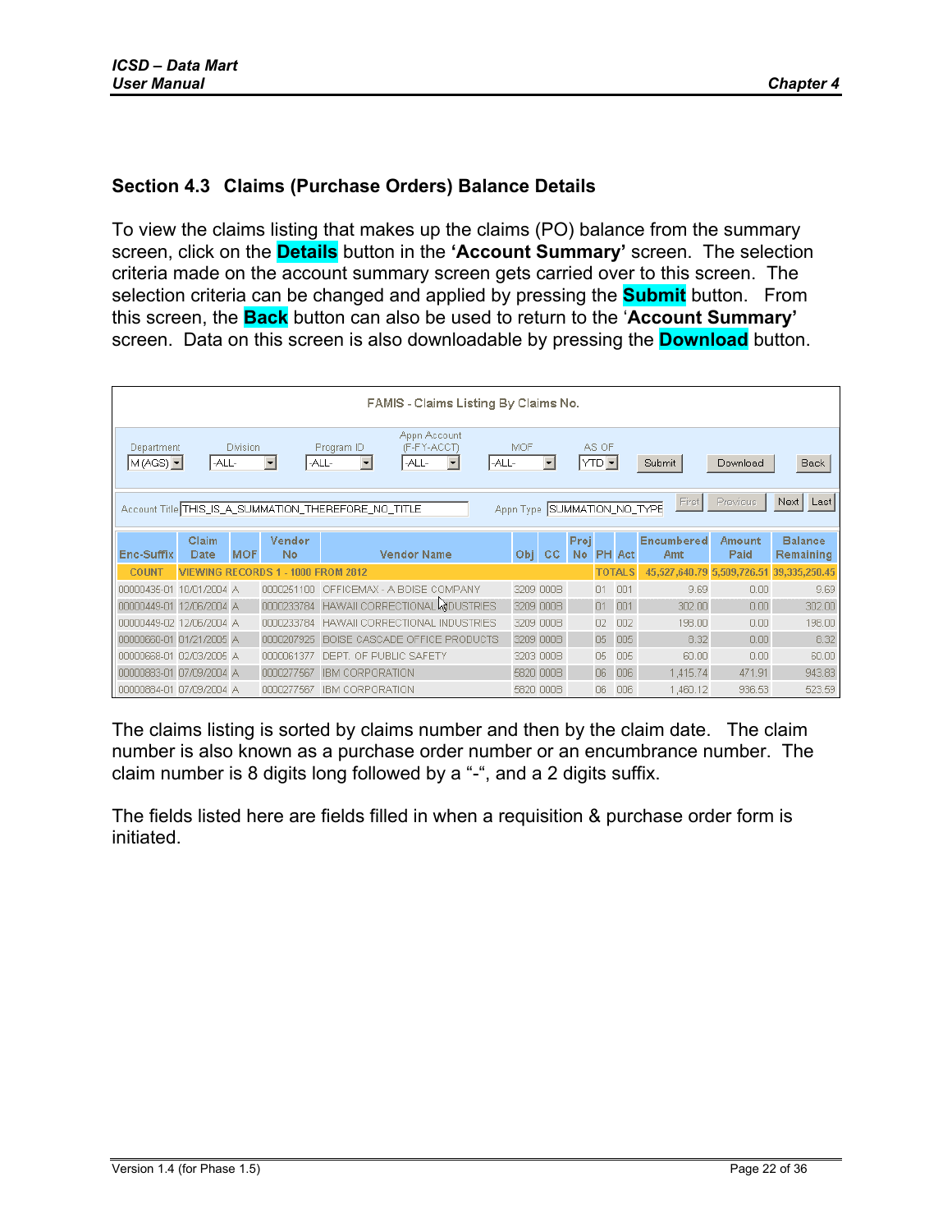## Section 4.3 Claims (Purchase Orders) Balance Details

To view the claims listing that makes up the claims (PO) balance from the summary screen, click on the **Details** button in the **'Account Summary'** screen. The selection criteria made on the account summary screen gets carried over to this screen. The selection criteria can be changed and applied by pressing the **Submit** button. From this screen, the **Back** button can also be used to return to the '**Account Summary'** screen. Data on this screen is also downloadable by pressing the **Download** button.

FAMIS - Claims Listing By Claims No.

Department: M (AGS) | Division: -ALL- | Program ID: -ALL- | Appn Account (F-FY-ACCT): -ALL- | MOF: -ALL- | AS OF: YTD | Submit | Download | Back

Account Title: THIS_IS_A_SUMMATION_THEREFORE_NO_TITLE | Appn Type: SUMMATION_NO_TYPE | First | Previous | Next | Last

| Enc-Suffix | Claim Date | MOF | Vendor No | Vendor Name | Obj | CC | Proj No | PH | Act | Encumbered Amt | Amount Paid | Balance Remaining |
|---|---|---|---|---|---|---|---|---|---|---|---|---|
| COUNT | VIEWING RECORDS 1 - 1000 FROM 2812 | | | | | | | | TOTALS | 45,527,640.79 | 5,509,726.51 | 39,335,250.45 |
| 00000435-01 | 10/01/2004 | A | 0000251100 | OFFICEMAX - A BOISE COMPANY | 3209 | 000B | | 01 | 001 | 9.69 | 0.00 | 9.69 |
| 00000449-01 | 12/06/2004 | A | 0000233784 | HAWAII CORRECTIONAL INDUSTRIES | 3209 | 000B | | 01 | 001 | 302.00 | 0.00 | 302.00 |
| 00000449-02 | 12/06/2004 | A | 0000233784 | HAWAII CORRECTIONAL INDUSTRIES | 3209 | 000B | | 02 | 002 | 198.00 | 0.00 | 198.00 |
| 00000660-01 | 01/21/2005 | A | 0000207925 | BOISE CASCADE OFFICE PRODUCTS | 3209 | 000B | | 05 | 005 | 8.32 | 0.00 | 8.32 |
| 00000668-01 | 02/03/2005 | A | 0000061377 | DEPT. OF PUBLIC SAFETY | 3203 | 000B | | 05 | 005 | 60.00 | 0.00 | 60.00 |
| 00000683-01 | 07/09/2004 | A | 0000277567 | IBM CORPORATION | 5820 | 000B | | 06 | 006 | 1,415.74 | 471.91 | 943.83 |
| 00000684-01 | 07/09/2004 | A | 0000277567 | IBM CORPORATION | 5820 | 000B | | 06 | 006 | 1,460.12 | 936.53 | 523.59 |

The claims listing is sorted by claims number and then by the claim date. The claim number is also known as a purchase order number or an encumbrance number. The claim number is 8 digits long followed by a "-", and a 2 digits suffix.

The fields listed here are fields filled in when a requisition & purchase order form is initiated.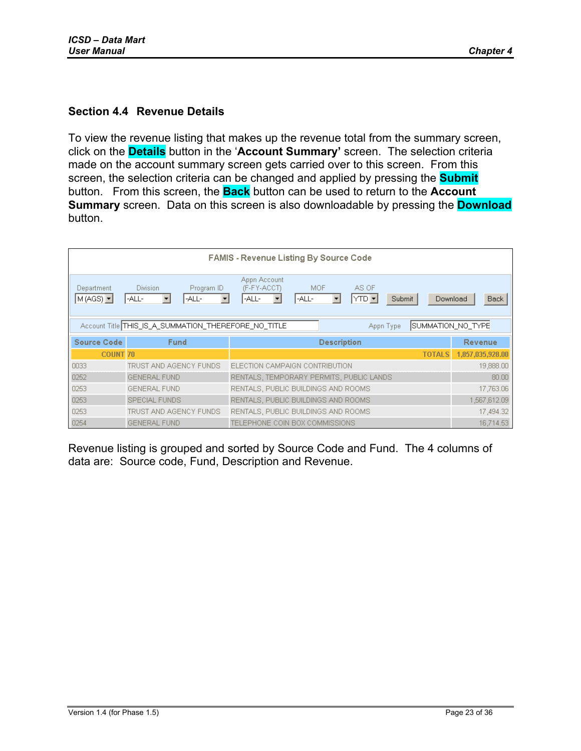## Section 4.4 Revenue Details

To view the revenue listing that makes up the revenue total from the summary screen, click on the **Details** button in the '**Account Summary'** screen. The selection criteria made on the account summary screen gets carried over to this screen. From this screen, the selection criteria can be changed and applied by pressing the **Submit** button. From this screen, the **Back** button can be used to return to the **Account Summary** screen. Data on this screen is also downloadable by pressing the **Download** button.

FAMIS - Revenue Listing By Source Code

| Department | Division | Program ID | Appn Account (F-FY-ACCT) | MOF | AS OF | | | |
|---|---|---|---|---|---|---|---|---|
| M (AGS) | -ALL- | -ALL- | -ALL- | -ALL- | YTD | Submit | Download | Back |

Account Title: THIS_IS_A_SUMMATION_THEREFORE_NO_TITLE Appn Type: SUMMATION_NO_TYPE

| Source Code | Fund | Description | Revenue |
|---|---|---|---|
| COUNT | 70 | TOTALS | 1,857,035,928.00 |
| 0033 | TRUST AND AGENCY FUNDS | ELECTION CAMPAIGN CONTRIBUTION | 19,888.00 |
| 0252 | GENERAL FUND | RENTALS, TEMPORARY PERMITS, PUBLIC LANDS | 80.00 |
| 0253 | GENERAL FUND | RENTALS, PUBLIC BUILDINGS AND ROOMS | 17,763.06 |
| 0253 | SPECIAL FUNDS | RENTALS, PUBLIC BUILDINGS AND ROOMS | 1,567,612.09 |
| 0253 | TRUST AND AGENCY FUNDS | RENTALS, PUBLIC BUILDINGS AND ROOMS | 17,494.32 |
| 0254 | GENERAL FUND | TELEPHONE COIN BOX COMMISSIONS | 16,714.53 |

Revenue listing is grouped and sorted by Source Code and Fund. The 4 columns of data are: Source code, Fund, Description and Revenue.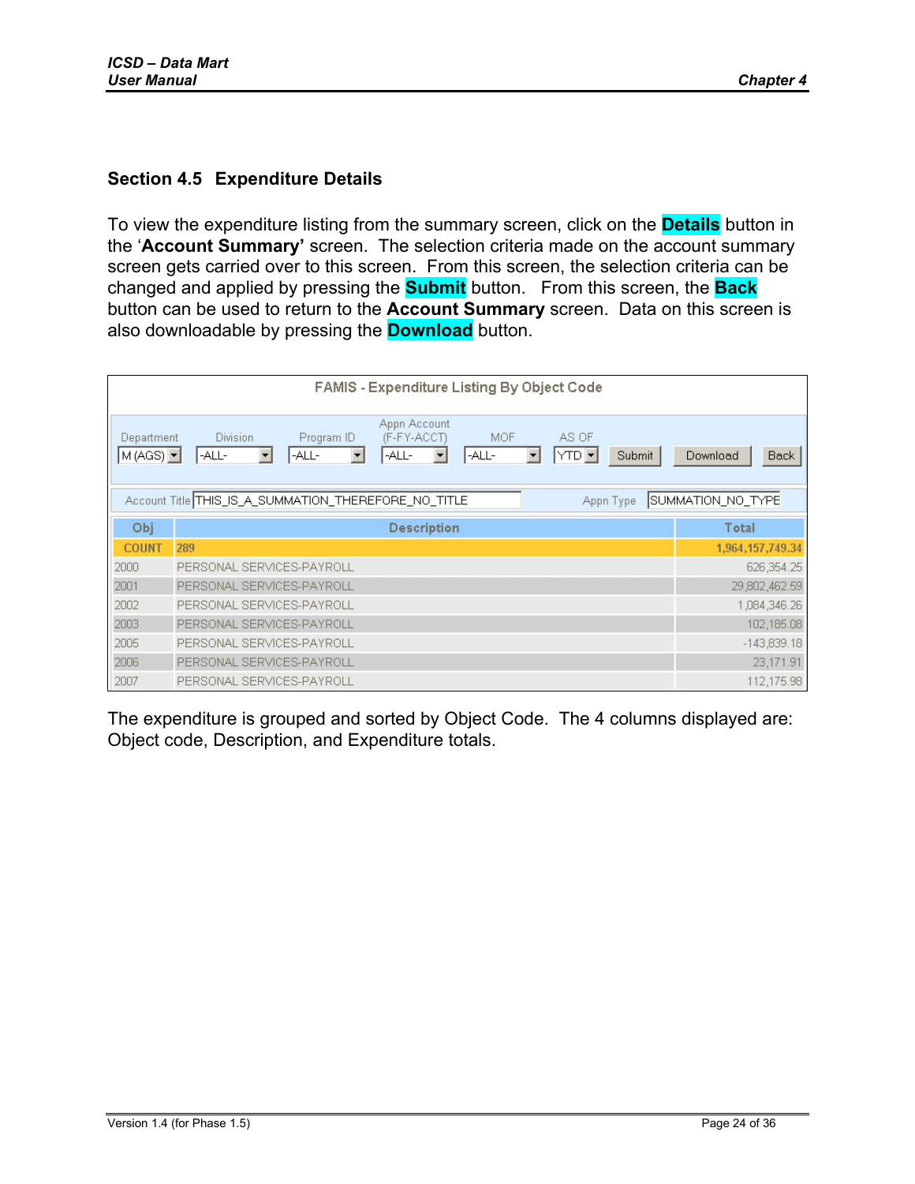## Section 4.5 Expenditure Details

To view the expenditure listing from the summary screen, click on the **Details** button in the '**Account Summary'** screen. The selection criteria made on the account summary screen gets carried over to this screen. From this screen, the selection criteria can be changed and applied by pressing the **Submit** button. From this screen, the **Back** button can be used to return to the **Account Summary** screen. Data on this screen is also downloadable by pressing the **Download** button.

FAMIS - Expenditure Listing By Object Code

Department: M (AGS) | Division: -ALL- | Program ID: -ALL- | Appn Account (F-FY-ACCT): -ALL- | MOF: -ALL- | AS OF: YTD | Submit | Download | Back

Account Title: THIS_IS_A_SUMMATION_THEREFORE_NO_TITLE | Appn Type: SUMMATION_NO_TYPE

| Obj | Description | Total |
|---|---|---|
| COUNT | 289 | 1,964,157,749.34 |
| 2000 | PERSONAL SERVICES-PAYROLL | 626,354.25 |
| 2001 | PERSONAL SERVICES-PAYROLL | 29,802,462.59 |
| 2002 | PERSONAL SERVICES-PAYROLL | 1,084,346.26 |
| 2003 | PERSONAL SERVICES-PAYROLL | 102,185.08 |
| 2005 | PERSONAL SERVICES-PAYROLL | -143,839.18 |
| 2006 | PERSONAL SERVICES-PAYROLL | 23,171.91 |
| 2007 | PERSONAL SERVICES-PAYROLL | 112,175.98 |

The expenditure is grouped and sorted by Object Code. The 4 columns displayed are: Object code, Description, and Expenditure totals.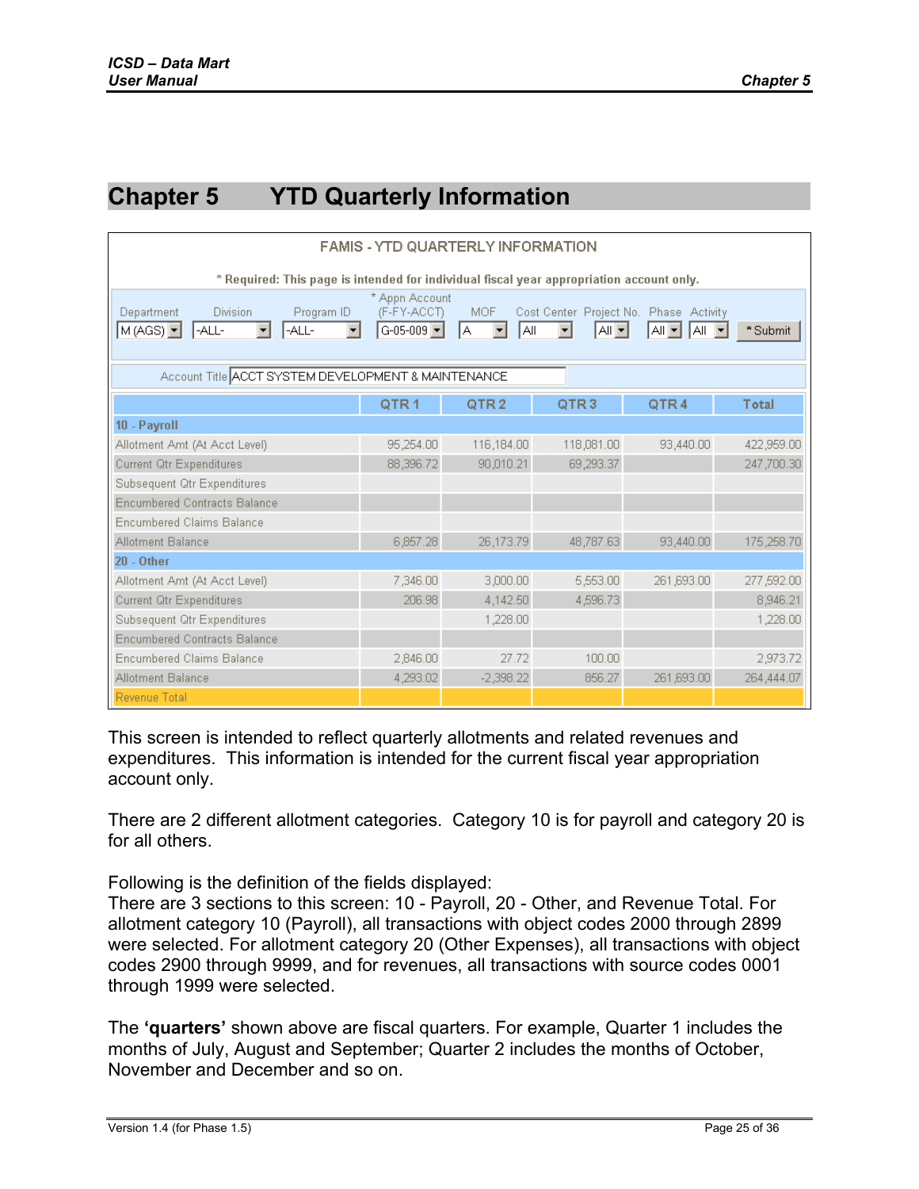# Chapter 5 YTD Quarterly Information

FAMIS - YTD QUARTERLY INFORMATION

* Required: This page is intended for individual fiscal year appropriation account only.

| Department | Division | Program ID | * Appn Account (F-FY-ACCT) | MOF | Cost Center | Project No. | Phase | Activity | |
|---|---|---|---|---|---|---|---|---|---|
| M (AGS) | -ALL- | -ALL- | G-05-009 | A | All | All | All | All | * Submit |

Account Title: ACCT SYSTEM DEVELOPMENT & MAINTENANCE

| | QTR 1 | QTR 2 | QTR 3 | QTR 4 | Total |
|---|---|---|---|---|---|
| **10 - Payroll** | | | | | |
| Allotment Amt (At Acct Level) | 95,254.00 | 116,184.00 | 118,081.00 | 93,440.00 | 422,959.00 |
| Current Qtr Expenditures | 88,396.72 | 90,010.21 | 69,293.37 | | 247,700.30 |
| Subsequent Qtr Expenditures | | | | | |
| Encumbered Contracts Balance | | | | | |
| Encumbered Claims Balance | | | | | |
| Allotment Balance | 6,857.28 | 26,173.79 | 48,787.63 | 93,440.00 | 175,258.70 |
| **20 - Other** | | | | | |
| Allotment Amt (At Acct Level) | 7,346.00 | 3,000.00 | 5,553.00 | 261,693.00 | 277,592.00 |
| Current Qtr Expenditures | 206.98 | 4,142.50 | 4,596.73 | | 8,946.21 |
| Subsequent Qtr Expenditures | | 1,228.00 | | | 1,228.00 |
| Encumbered Contracts Balance | | | | | |
| Encumbered Claims Balance | 2,846.00 | 27.72 | 100.00 | | 2,973.72 |
| Allotment Balance | 4,293.02 | -2,398.22 | 856.27 | 261,693.00 | 264,444.07 |
| Revenue Total | | | | | |

This screen is intended to reflect quarterly allotments and related revenues and expenditures. This information is intended for the current fiscal year appropriation account only.

There are 2 different allotment categories. Category 10 is for payroll and category 20 is for all others.

Following is the definition of the fields displayed:
There are 3 sections to this screen: 10 - Payroll, 20 - Other, and Revenue Total. For allotment category 10 (Payroll), all transactions with object codes 2000 through 2899 were selected. For allotment category 20 (Other Expenses), all transactions with object codes 2900 through 9999, and for revenues, all transactions with source codes 0001 through 1999 were selected.

The **'quarters'** shown above are fiscal quarters. For example, Quarter 1 includes the months of July, August and September; Quarter 2 includes the months of October, November and December and so on.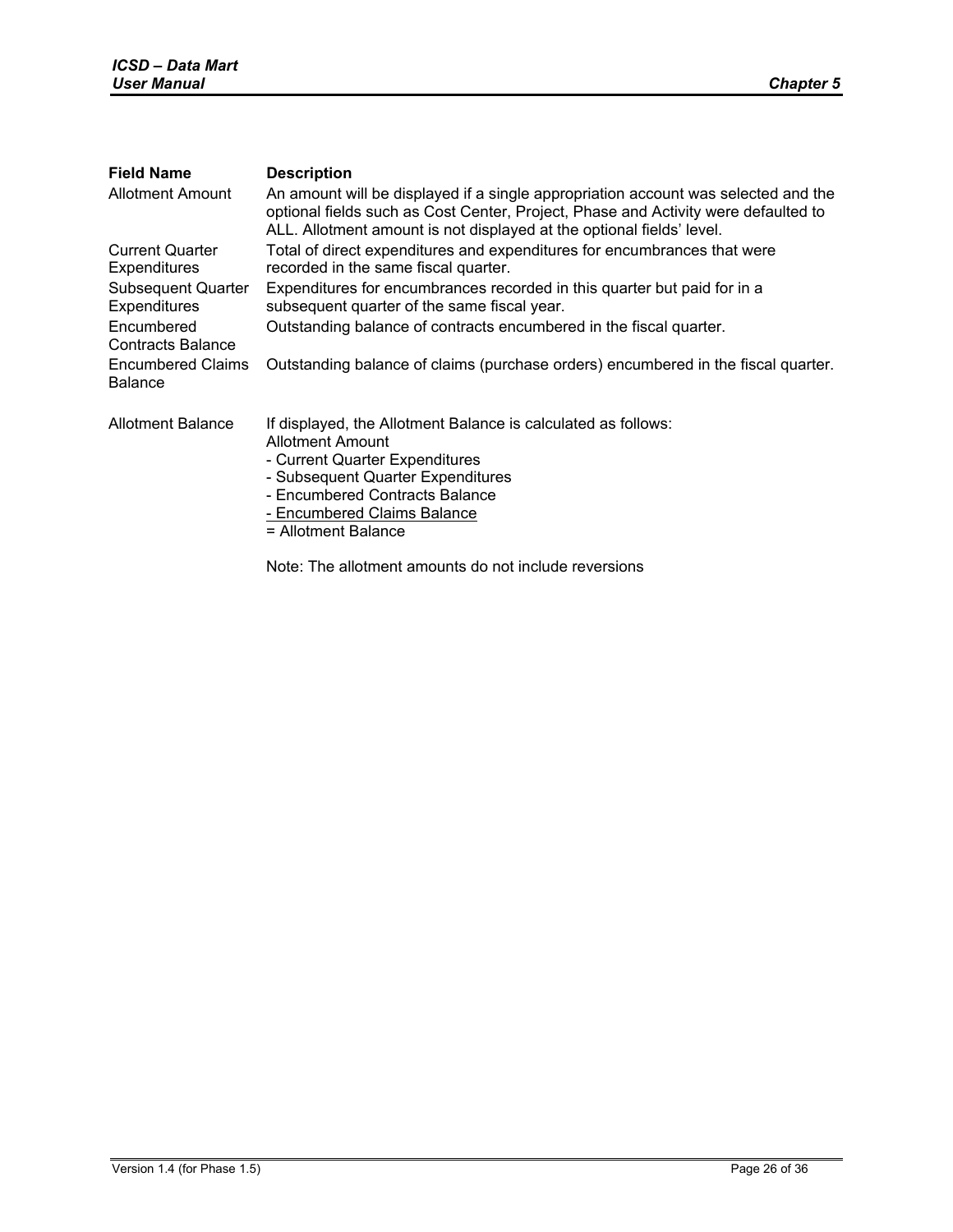| Field Name | Description |
|---|---|
| Allotment Amount | An amount will be displayed if a single appropriation account was selected and the optional fields such as Cost Center, Project, Phase and Activity were defaulted to ALL. Allotment amount is not displayed at the optional fields' level. |
| Current Quarter Expenditures | Total of direct expenditures and expenditures for encumbrances that were recorded in the same fiscal quarter. |
| Subsequent Quarter Expenditures | Expenditures for encumbrances recorded in this quarter but paid for in a subsequent quarter of the same fiscal year. |
| Encumbered Contracts Balance | Outstanding balance of contracts encumbered in the fiscal quarter. |
| Encumbered Claims Balance | Outstanding balance of claims (purchase orders) encumbered in the fiscal quarter. |
| Allotment Balance | If displayed, the Allotment Balance is calculated as follows:<br>Allotment Amount<br>- Current Quarter Expenditures<br>- Subsequent Quarter Expenditures<br>- Encumbered Contracts Balance<br><u>- Encumbered Claims Balance</u><br>= Allotment Balance<br><br>Note: The allotment amounts do not include reversions |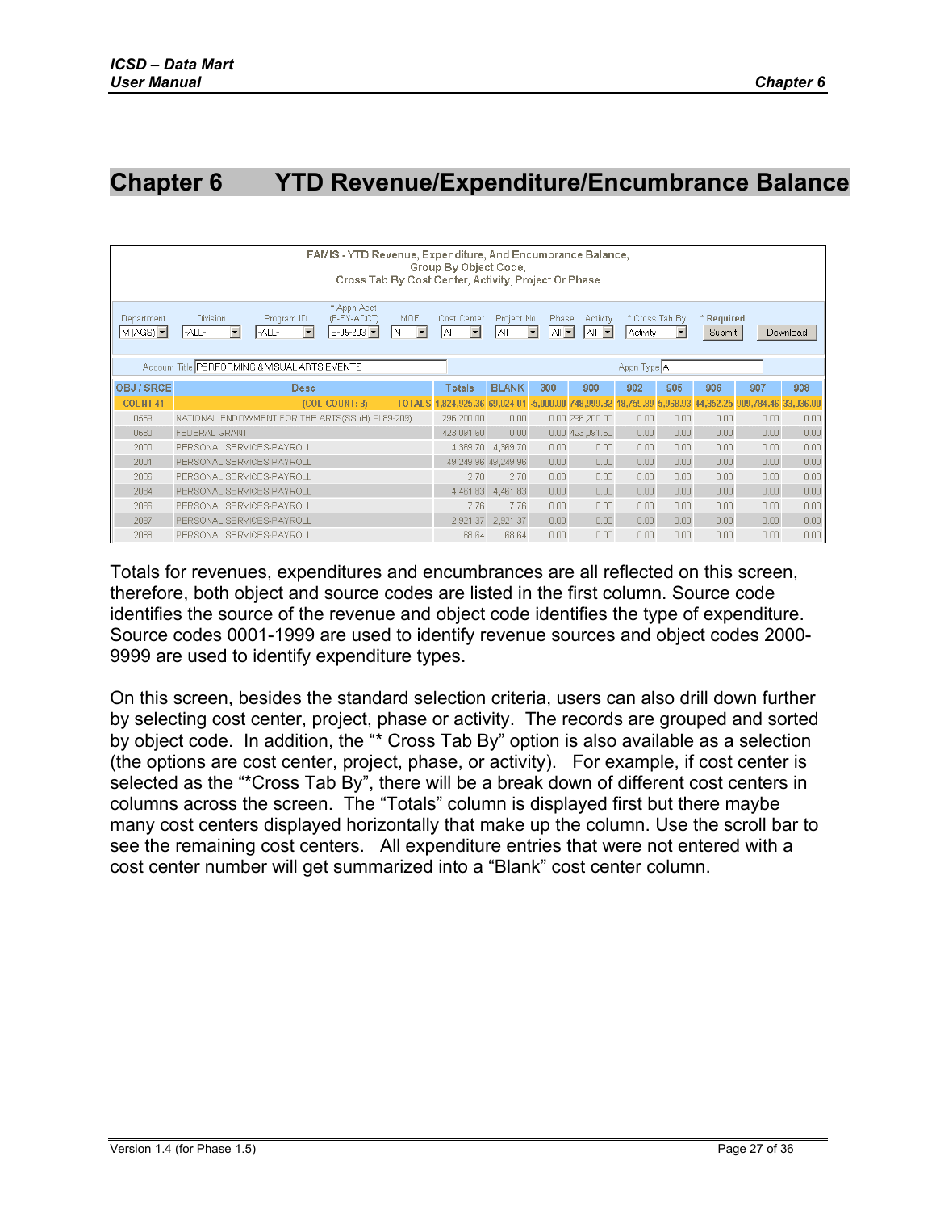# Chapter 6 YTD Revenue/Expenditure/Encumbrance Balance

FAMIS - YTD Revenue, Expenditure, And Encumbrance Balance,
Group By Object Code,
Cross Tab By Cost Center, Activity, Project Or Phase

Department: M (AGS) | Division: -ALL- | Program ID: -ALL- | * Appn Acct (F-FY-ACCT): S-05-203 | MOF: N | Cost Center: All | Project No: All | Phase: All | Activity: All | * Cross Tab By: Activity | * Required | Submit | Download

Account Title: PERFORMING & VISUAL ARTS EVENTS | Appn Type: A

| OBJ / SRCE | Desc | Totals | BLANK | 300 | 900 | 902 | 905 | 906 | 907 | 908 |
|---|---|---|---|---|---|---|---|---|---|---|
| COUNT 41 | (COL COUNT: 8) TOTALS | 1,824,925.36 | 69,024.01 | -5,000.00 | 748,999.82 | 18,759.89 | 5,968.93 | 44,352.25 | 909,784.46 | 33,036.00 |
| 0559 | NATIONAL ENDOWMENT FOR THE ARTS(SS (H) PL89-209) | 296,200.00 | 0.00 | 0.00 | 296,200.00 | 0.00 | 0.00 | 0.00 | 0.00 | 0.00 |
| 0580 | FEDERAL GRANT | 423,091.60 | 0.00 | 0.00 | 423,091.60 | 0.00 | 0.00 | 0.00 | 0.00 | 0.00 |
| 2000 | PERSONAL SERVICES-PAYROLL | 4,369.70 | 4,369.70 | 0.00 | 0.00 | 0.00 | 0.00 | 0.00 | 0.00 | 0.00 |
| 2001 | PERSONAL SERVICES-PAYROLL | 49,249.96 | 49,249.96 | 0.00 | 0.00 | 0.00 | 0.00 | 0.00 | 0.00 | 0.00 |
| 2006 | PERSONAL SERVICES-PAYROLL | 2.70 | 2.70 | 0.00 | 0.00 | 0.00 | 0.00 | 0.00 | 0.00 | 0.00 |
| 2034 | PERSONAL SERVICES-PAYROLL | 4,461.63 | 4,461.63 | 0.00 | 0.00 | 0.00 | 0.00 | 0.00 | 0.00 | 0.00 |
| 2036 | PERSONAL SERVICES-PAYROLL | 7.76 | 7.76 | 0.00 | 0.00 | 0.00 | 0.00 | 0.00 | 0.00 | 0.00 |
| 2037 | PERSONAL SERVICES-PAYROLL | 2,921.37 | 2,521.37 | 0.00 | 0.00 | 0.00 | 0.00 | 0.00 | 0.00 | 0.00 |
| 2038 | PERSONAL SERVICES-PAYROLL | 68.64 | 68.64 | 0.00 | 0.00 | 0.00 | 0.00 | 0.00 | 0.00 | 0.00 |

Totals for revenues, expenditures and encumbrances are all reflected on this screen, therefore, both object and source codes are listed in the first column. Source code identifies the source of the revenue and object code identifies the type of expenditure. Source codes 0001-1999 are used to identify revenue sources and object codes 2000-9999 are used to identify expenditure types.

On this screen, besides the standard selection criteria, users can also drill down further by selecting cost center, project, phase or activity. The records are grouped and sorted by object code. In addition, the "* Cross Tab By" option is also available as a selection (the options are cost center, project, phase, or activity). For example, if cost center is selected as the "*Cross Tab By", there will be a break down of different cost centers in columns across the screen. The "Totals" column is displayed first but there maybe many cost centers displayed horizontally that make up the column. Use the scroll bar to see the remaining cost centers. All expenditure entries that were not entered with a cost center number will get summarized into a "Blank" cost center column.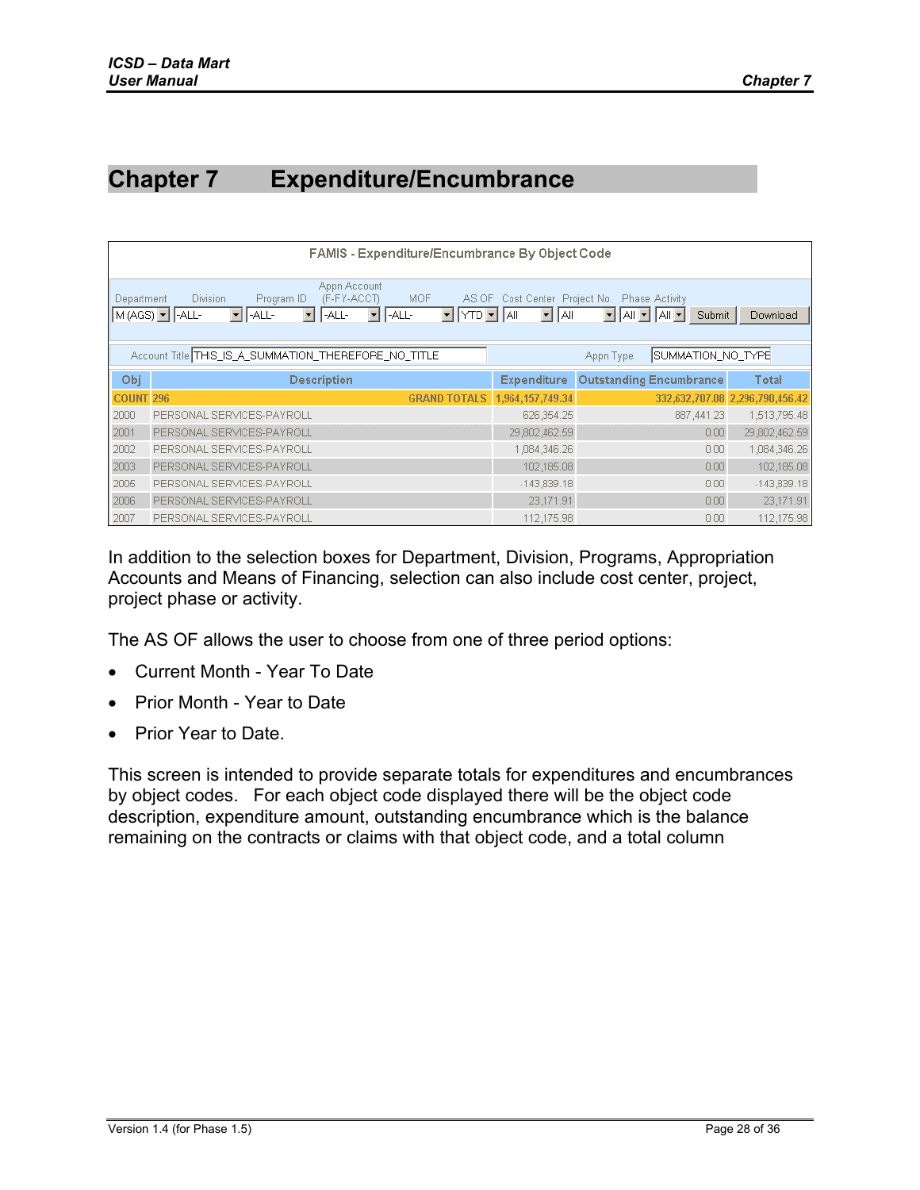# Chapter 7 Expenditure/Encumbrance

FAMIS - Expenditure/Encumbrance By Object Code

| Department | Division | Program ID | Appn Account (F-FY-ACCT) | MOF | AS OF | Cost Center | Project No | Phase | Activity |
|---|---|---|---|---|---|---|---|---|---|
| M (AGS) | -ALL- | -ALL- | -ALL- | -ALL- | YTD | All | All | All | All |

Submit | Download

Account Title: THIS_IS_A_SUMMATION_THEREFORE_NO_TITLE    Appn Type: SUMMATION_NO_TYPE

| Obj | Description | Expenditure | Outstanding Encumbrance | Total |
|---|---|---|---|---|
| COUNT 296 | GRAND TOTALS | 1,964,157,749.34 | 332,632,707.08 | 2,296,790,456.42 |
| 2000 | PERSONAL SERVICES-PAYROLL | 626,354.25 | 887,441.23 | 1,513,795.48 |
| 2001 | PERSONAL SERVICES-PAYROLL | 29,802,462.59 | 0.00 | 29,802,462.59 |
| 2002 | PERSONAL SERVICES-PAYROLL | 1,084,346.26 | 0.00 | 1,084,346.26 |
| 2003 | PERSONAL SERVICES-PAYROLL | 102,185.08 | 0.00 | 102,185.08 |
| 2005 | PERSONAL SERVICES-PAYROLL | -143,839.18 | 0.00 | -143,839.18 |
| 2006 | PERSONAL SERVICES-PAYROLL | 23,171.91 | 0.00 | 23,171.91 |
| 2007 | PERSONAL SERVICES-PAYROLL | 112,175.98 | 0.00 | 112,175.98 |

In addition to the selection boxes for Department, Division, Programs, Appropriation Accounts and Means of Financing, selection can also include cost center, project, project phase or activity.

The AS OF allows the user to choose from one of three period options:

- Current Month - Year To Date
- Prior Month - Year to Date
- Prior Year to Date.

This screen is intended to provide separate totals for expenditures and encumbrances by object codes. For each object code displayed there will be the object code description, expenditure amount, outstanding encumbrance which is the balance remaining on the contracts or claims with that object code, and a total column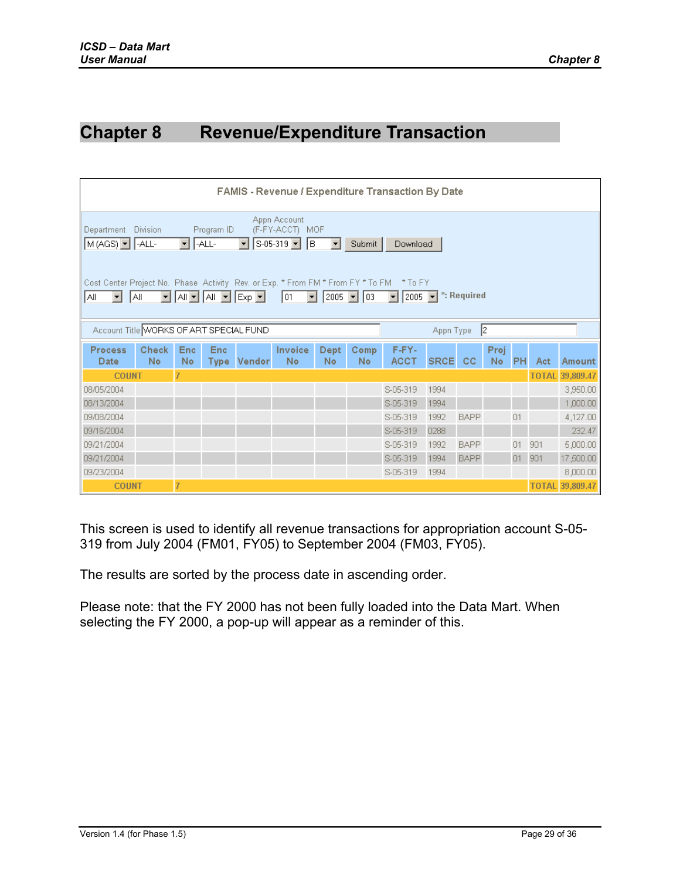# Chapter 8 Revenue/Expenditure Transaction

FAMIS - Revenue / Expenditure Transaction By Date

Department: M (AGS) | Division: -ALL- | Program ID: -ALL- | Appn Account (F-FY-ACCT): S-05-319 | MOF: B | Submit | Download

Cost Center: All | Project No.: All | Phase: All | Activity: All | Rev. or Exp.: Exp | * From FM: 01 | * From FY: 2005 | * To FM: 03 | * To FY: 2005 | *: Required

Account Title: WORKS OF ART SPECIAL FUND | Appn Type: 2

| Process Date | Check No | Enc No | Enc Type | Vendor | Invoice No | Dept No | Comp No | F-FY-ACCT | SRCE | CC | Proj No | PH | Act | Amount |
|---|---|---|---|---|---|---|---|---|---|---|---|---|---|---|
| COUNT | | 7 | | | | | | | | | | | TOTAL | 39,809.47 |
| 08/05/2004 | | | | | | | | S-05-319 | 1994 | | | | | 3,950.00 |
| 08/13/2004 | | | | | | | | S-05-319 | 1994 | | | | | 1,000.00 |
| 09/08/2004 | | | | | | | | S-05-319 | 1992 | BAPP | | 01 | | 4,127.00 |
| 09/16/2004 | | | | | | | | S-05-319 | 0288 | | | | | 232.47 |
| 09/21/2004 | | | | | | | | S-05-319 | 1992 | BAPP | | 01 | 901 | 5,000.00 |
| 09/21/2004 | | | | | | | | S-05-319 | 1994 | BAPP | | 01 | 901 | 17,500.00 |
| 09/23/2004 | | | | | | | | S-05-319 | 1994 | | | | | 8,000.00 |
| COUNT | | 7 | | | | | | | | | | | TOTAL | 39,809.47 |

This screen is used to identify all revenue transactions for appropriation account S-05-319 from July 2004 (FM01, FY05) to September 2004 (FM03, FY05).

The results are sorted by the process date in ascending order.

Please note: that the FY 2000 has not been fully loaded into the Data Mart. When selecting the FY 2000, a pop-up will appear as a reminder of this.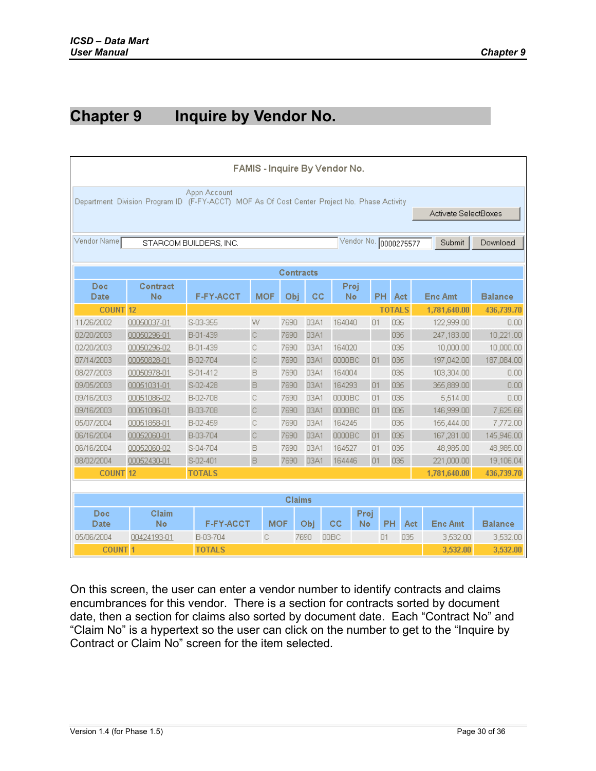# Chapter 9 Inquire by Vendor No.

FAMIS - Inquire By Vendor No.

Department Division Program ID Appn Account (F-FY-ACCT) MOF As Of Cost Center Project No. Phase Activity

Activate SelectBoxes

Vendor Name: STARCOM BUILDERS, INC. Vendor No. 0000275577 Submit Download

**Contracts**

| Doc Date | Contract No | F-FY-ACCT | MOF | Obj | CC | Proj No | PH | Act | Enc Amt | Balance |
|---|---|---|---|---|---|---|---|---|---|---|
| COUNT | 12 | | | | | | | TOTALS | 1,781,640.00 | 436,739.70 |
| 11/26/2002 | 00050037-01 | S-03-355 | W | 7690 | 03A1 | 164040 | 01 | 035 | 122,999.00 | 0.00 |
| 02/20/2003 | 00050296-01 | B-01-439 | C | 7690 | 03A1 | | | 035 | 247,183.00 | 10,221.00 |
| 02/20/2003 | 00050296-02 | B-01-439 | C | 7690 | 03A1 | 164020 | | 035 | 10,000.00 | 10,000.00 |
| 07/14/2003 | 00050828-01 | B-02-704 | C | 7690 | 03A1 | 0000BC | 01 | 035 | 197,042.00 | 187,084.00 |
| 08/27/2003 | 00050978-01 | S-01-412 | B | 7690 | 03A1 | 164004 | | 035 | 103,304.00 | 0.00 |
| 09/05/2003 | 00051031-01 | S-02-428 | B | 7690 | 03A1 | 164293 | 01 | 035 | 355,889.00 | 0.00 |
| 09/16/2003 | 00051086-02 | B-02-708 | C | 7690 | 03A1 | 0000BC | 01 | 035 | 5,514.00 | 0.00 |
| 09/16/2003 | 00051086-01 | B-03-708 | C | 7690 | 03A1 | 0000BC | 01 | 035 | 146,999.00 | 7,625.66 |
| 05/07/2004 | 00051858-01 | B-02-459 | C | 7690 | 03A1 | 164245 | | 035 | 155,444.00 | 7,772.00 |
| 06/16/2004 | 00052060-01 | B-03-704 | C | 7690 | 03A1 | 0000BC | 01 | 035 | 167,281.00 | 145,946.00 |
| 06/16/2004 | 00052060-02 | S-04-704 | B | 7690 | 03A1 | 164527 | 01 | 035 | 48,985.00 | 48,985.00 |
| 08/02/2004 | 00052430-01 | S-02-401 | B | 7690 | 03A1 | 164446 | 01 | 035 | 221,000.00 | 19,106.04 |
| COUNT | 12 | TOTALS | | | | | | | 1,781,640.00 | 436,739.70 |

**Claims**

| Doc Date | Claim No | F-FY-ACCT | MOF | Obj | CC | Proj No | PH | Act | Enc Amt | Balance |
|---|---|---|---|---|---|---|---|---|---|---|
| 05/06/2004 | 00424193-01 | B-03-704 | C | 7690 | 00BC | | 01 | 035 | 3,532.00 | 3,532.00 |
| COUNT | 1 | TOTALS | | | | | | | 3,532.00 | 3,532.00 |

On this screen, the user can enter a vendor number to identify contracts and claims encumbrances for this vendor. There is a section for contracts sorted by document date, then a section for claims also sorted by document date. Each "Contract No" and "Claim No" is a hypertext so the user can click on the number to get to the "Inquire by Contract or Claim No" screen for the item selected.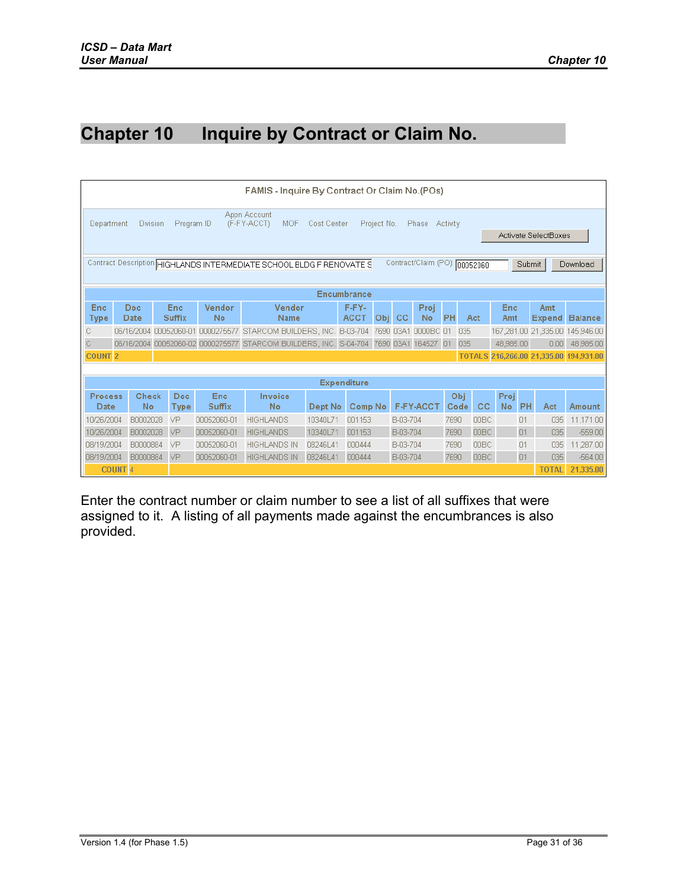# Chapter 10 Inquire by Contract or Claim No.

FAMIS - Inquire By Contract Or Claim No.(POs)

Department Division Program ID Appn Account (F-FY-ACCT) MOF Cost Center Project No. Phase Activity

Activate SelectBoxes

Contract Description: HIGHLANDS INTERMEDIATE SCHOOL BLDG F RENOVATE S — Contract/Claim (PO): 00052060 — Submit — Download

| Encumbrance | | | | | | | | | | | | | |
|---|---|---|---|---|---|---|---|---|---|---|---|---|---|
| Enc Type | Doc Date | Enc Suffix | Vendor No | Vendor Name | F-FY-ACCT | Obj | CC | Proj No | PH | Act | Enc Amt | Amt Expend | Balance |
| C | 06/16/2004 | 00052060-01 | 0000275577 | STARCOM BUILDERS, INC. | B-03-704 | 7690 | 03A1 | 0000BC | 01 | 035 | 167,281.00 | 21,335.00 | 145,946.00 |
| C | 06/16/2004 | 00052060-02 | 0000275577 | STARCOM BUILDERS, INC. | S-04-704 | 7690 | 03A1 | 164527 | 01 | 035 | 48,985.00 | 0.00 | 48,985.00 |
| COUNT | 2 | | | | | | | | | TOTALS | 216,266.00 | 21,335.00 | 194,931.00 |

| Expenditure | | | | | | | | | | | | | |
|---|---|---|---|---|---|---|---|---|---|---|---|---|---|
| Process Date | Check No | Doc Type | Enc Suffix | Invoice No | Dept No | Comp No | F-FY-ACCT | Obj Code | CC | Proj No | PH | Act | Amount |
| 10/26/2004 | B0002028 | VP | 00052060-01 | HIGHLANDS | 10340L71 | 001153 | B-03-704 | 7690 | 00BC | | 01 | 035 | 11,171.00 |
| 10/26/2004 | B0002028 | VP | 00052060-01 | HIGHLANDS | 10340L71 | 001153 | B-03-704 | 7690 | 00BC | | 01 | 035 | -559.00 |
| 08/19/2004 | B0000884 | VP | 00052060-01 | HIGHLANDS IN | 08246L41 | 000444 | B-03-704 | 7690 | 00BC | | 01 | 035 | 11,287.00 |
| 08/19/2004 | B0000884 | VP | 00052060-01 | HIGHLANDS IN | 08246L41 | 000444 | B-03-704 | 7690 | 00BC | | 01 | 035 | -564.00 |
| COUNT 4 | | | | | | | | | | | | TOTAL | 21,335.00 |

Enter the contract number or claim number to see a list of all suffixes that were assigned to it. A listing of all payments made against the encumbrances is also provided.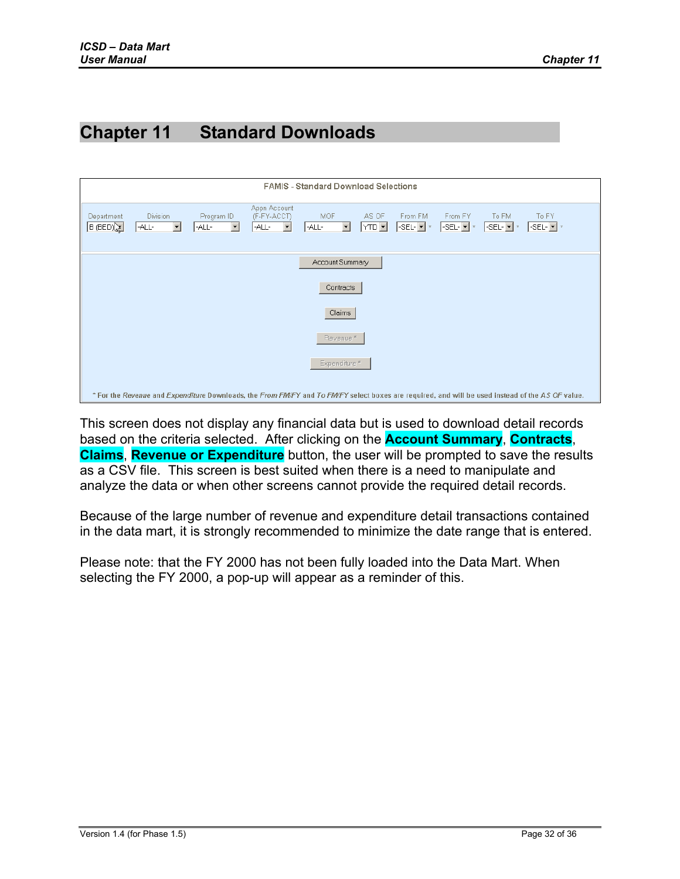# Chapter 11 Standard Downloads

FAMIS - Standard Download Selections

| Department | Division | Program ID | Appn Account (F-FY-ACCT) | MOF | AS OF | From FM | From FY | To FM | To FY |
|---|---|---|---|---|---|---|---|---|---|
| B (BED) | -ALL- | -ALL- | -ALL- | -ALL- | YTD | -SEL- * | -SEL- * | -SEL- * | -SEL- * |

Account Summary

Contracts

Claims

Revenue *

Expenditure *

\* For the *Revenue* and *Expenditure* Downloads, the *From FM/FY* and *To FM/FY* select boxes are required, and will be used instead of the *AS OF* value.

This screen does not display any financial data but is used to download detail records based on the criteria selected. After clicking on the **Account Summary**, **Contracts**, **Claims**, **Revenue or Expenditure** button, the user will be prompted to save the results as a CSV file. This screen is best suited when there is a need to manipulate and analyze the data or when other screens cannot provide the required detail records.

Because of the large number of revenue and expenditure detail transactions contained in the data mart, it is strongly recommended to minimize the date range that is entered.

Please note: that the FY 2000 has not been fully loaded into the Data Mart. When selecting the FY 2000, a pop-up will appear as a reminder of this.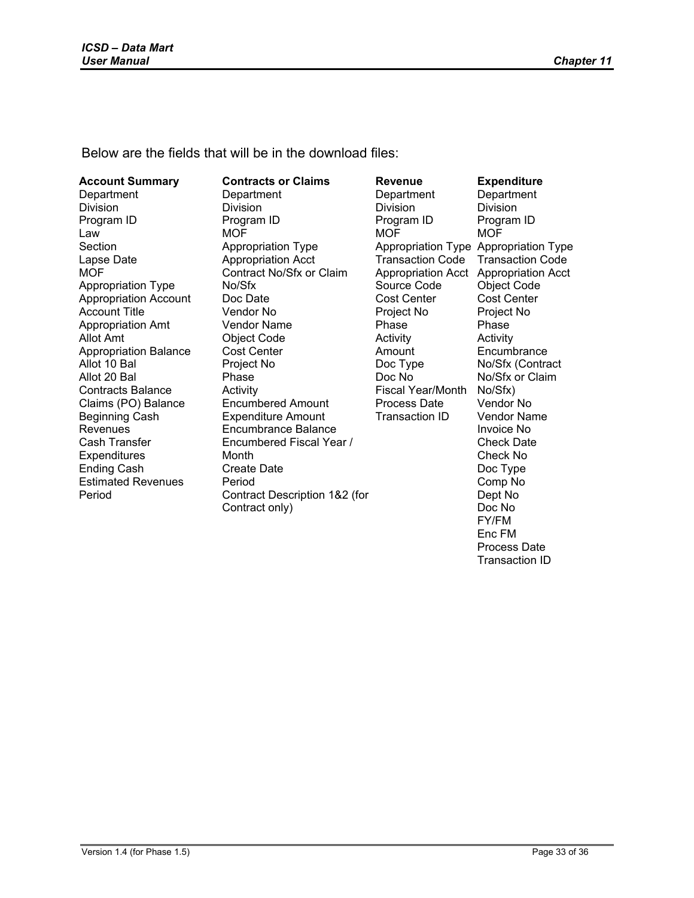Below are the fields that will be in the download files:

**Account Summary**
- Department
- Division
- Program ID
- Law
- Section
- Lapse Date
- MOF
- Appropriation Type
- Appropriation Account
- Account Title
- Appropriation Amt
- Allot Amt
- Appropriation Balance
- Allot 10 Bal
- Allot 20 Bal
- Contracts Balance
- Claims (PO) Balance
- Beginning Cash
- Revenues
- Cash Transfer
- Expenditures
- Ending Cash
- Estimated Revenues
- Period

**Contracts or Claims**
- Department
- Division
- Program ID
- MOF
- Appropriation Type
- Appropriation Acct
- Contract No/Sfx or Claim No/Sfx
- Doc Date
- Vendor No
- Vendor Name
- Object Code
- Cost Center
- Project No
- Phase
- Activity
- Encumbered Amount
- Expenditure Amount
- Encumbrance Balance
- Encumbered Fiscal Year / Month
- Create Date
- Period
- Contract Description 1&2 (for Contract only)

**Revenue**
- Department
- Division
- Program ID
- MOF
- Appropriation Type
- Transaction Code
- Appropriation Acct
- Source Code
- Cost Center
- Project No
- Phase
- Activity
- Amount
- Doc Type
- Doc No
- Fiscal Year/Month
- Process Date
- Transaction ID

**Expenditure**
- Department
- Division
- Program ID
- MOF
- Appropriation Type
- Transaction Code
- Appropriation Acct
- Object Code
- Cost Center
- Project No
- Phase
- Activity
- Encumbrance No/Sfx (Contract No/Sfx or Claim No/Sfx)
- Vendor No
- Vendor Name
- Invoice No
- Check Date
- Check No
- Doc Type
- Comp No
- Dept No
- Doc No
- FY/FM
- Enc FM
- Process Date
- Transaction ID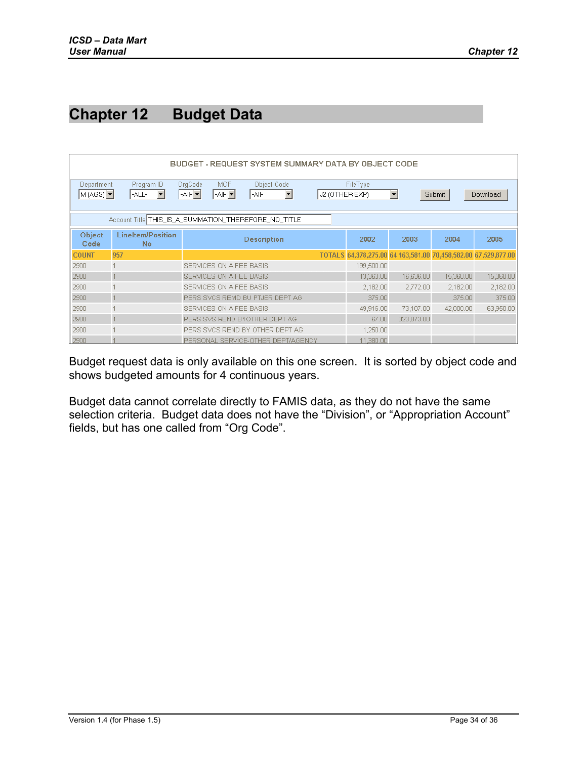# Chapter 12 Budget Data

BUDGET - REQUEST SYSTEM SUMMARY DATA BY OBJECT CODE

Department: M (AGS) | Program ID: -ALL- | OrgCode: -All- | MOF: -All- | Object Code: -All- | FileType: J2 (OTHER EXP) | Submit | Download

Account Title: THIS_IS_A_SUMMATION_THEREFORE_NO_TITLE

| Object Code | LineItem/Position No | Description | 2002 | 2003 | 2004 | 2005 |
|---|---|---|---|---|---|---|
| COUNT | 957 | TOTALS | 64,378,275.00 | 64,163,581.00 | 70,458,582.00 | 67,529,877.00 |
| 2900 | 1 | SERVICES ON A FEE BASIS | 199,500.00 | | | |
| 2900 | 1 | SERVICES ON A FEE BASIS | 13,363.00 | 16,636.00 | 15,360.00 | 15,360.00 |
| 2900 | 1 | SERVICES ON A FEE BASIS | 2,182.00 | 2,772.00 | 2,182.00 | 2,182.00 |
| 2900 | 1 | PERS SVCS REMD BU PTJER DEPT AG | 375.00 | | 375.00 | 375.00 |
| 2900 | 1 | SERVICES ON A FEE BASIS | 49,916.00 | 73,107.00 | 42,000.00 | 63,950.00 |
| 2900 | 1 | PERS SVS REND BYOTHER DEPT AG | 67.00 | 323,873.00 | | |
| 2900 | 1 | PERS SVCS REND BY OTHER DEPT AG | 1,250.00 | | | |
| 2900 | 1 | PERSONAL SERVICE-OTHER DEPT/AGENCY | 11,380.00 | | | |

Budget request data is only available on this one screen. It is sorted by object code and shows budgeted amounts for 4 continuous years.

Budget data cannot correlate directly to FAMIS data, as they do not have the same selection criteria. Budget data does not have the "Division", or "Appropriation Account" fields, but has one called from "Org Code".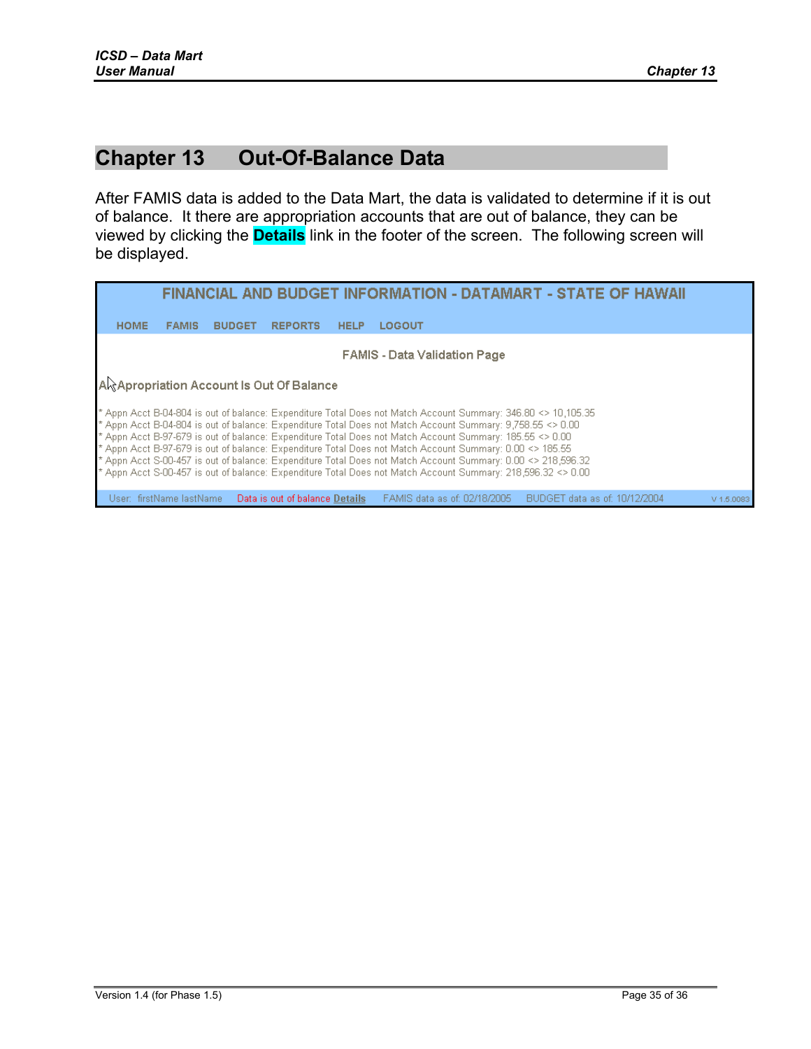# Chapter 13 Out-Of-Balance Data

After FAMIS data is added to the Data Mart, the data is validated to determine if it is out of balance. It there are appropriation accounts that are out of balance, they can be viewed by clicking the **Details** link in the footer of the screen. The following screen will be displayed.

FINANCIAL AND BUDGET INFORMATION - DATAMART - STATE OF HAWAII

HOME FAMIS BUDGET REPORTS HELP LOGOUT

FAMIS - Data Validation Page

An Apropriation Account Is Out Of Balance

* Appn Acct B-04-804 is out of balance: Expenditure Total Does not Match Account Summary: 346.80 <> 10,105.35
* Appn Acct B-04-804 is out of balance: Expenditure Total Does not Match Account Summary: 9,758.55 <> 0.00
* Appn Acct B-97-679 is out of balance: Expenditure Total Does not Match Account Summary: 185.55 <> 0.00
* Appn Acct B-97-679 is out of balance: Expenditure Total Does not Match Account Summary: 0.00 <> 185.55
* Appn Acct S-00-457 is out of balance: Expenditure Total Does not Match Account Summary: 0.00 <> 218,596.32
* Appn Acct S-00-457 is out of balance: Expenditure Total Does not Match Account Summary: 218,596.32 <> 0.00

User: firstName lastName Data is out of balance **Details** FAMIS data as of: 02/18/2005 BUDGET data as of: 10/12/2004 V 1.5.0083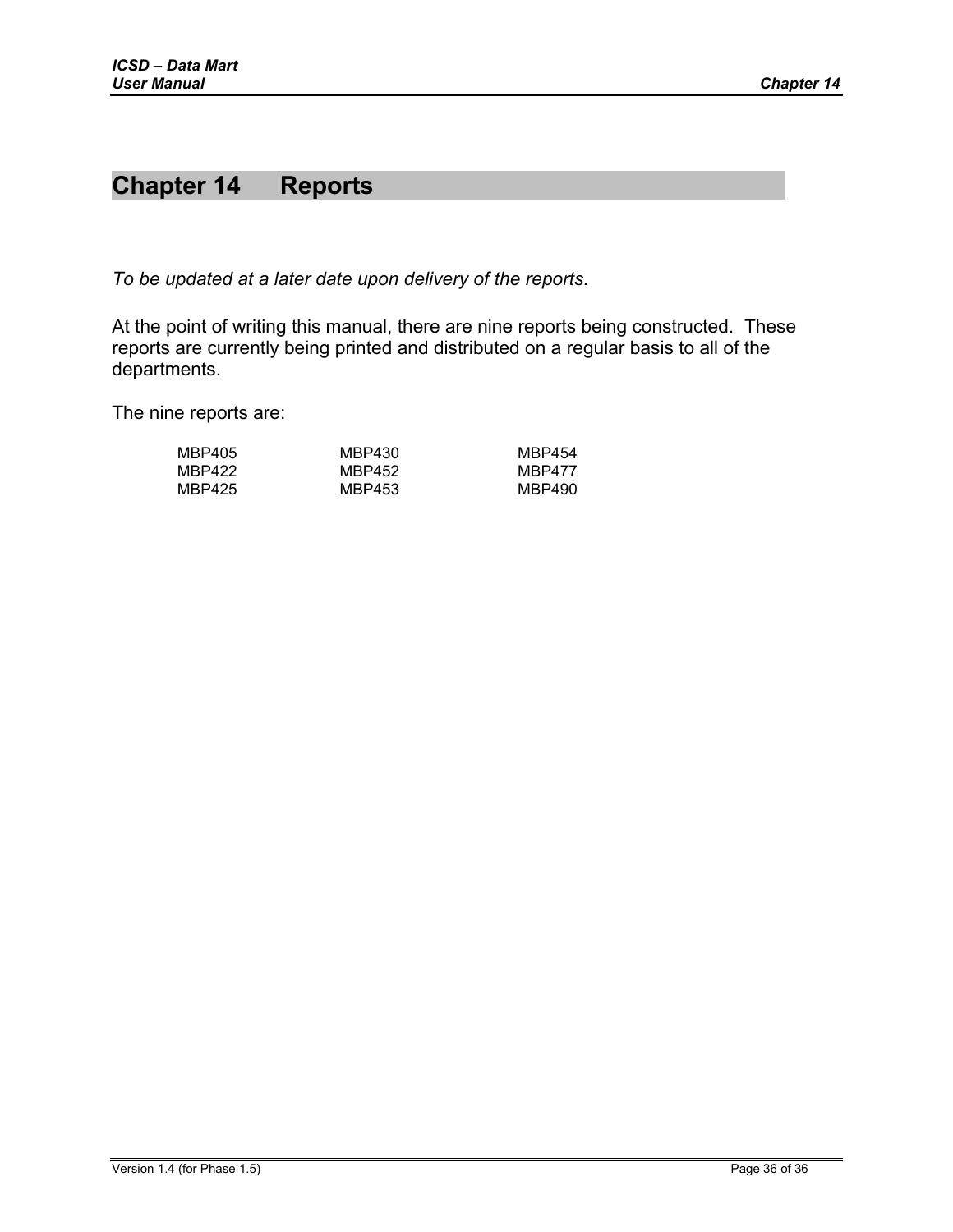# Chapter 14 Reports

*To be updated at a later date upon delivery of the reports.*

At the point of writing this manual, there are nine reports being constructed. These reports are currently being printed and distributed on a regular basis to all of the departments.

The nine reports are:

| | | |
|---|---|---|
| MBP405 | MBP430 | MBP454 |
| MBP422 | MBP452 | MBP477 |
| MBP425 | MBP453 | MBP490 |